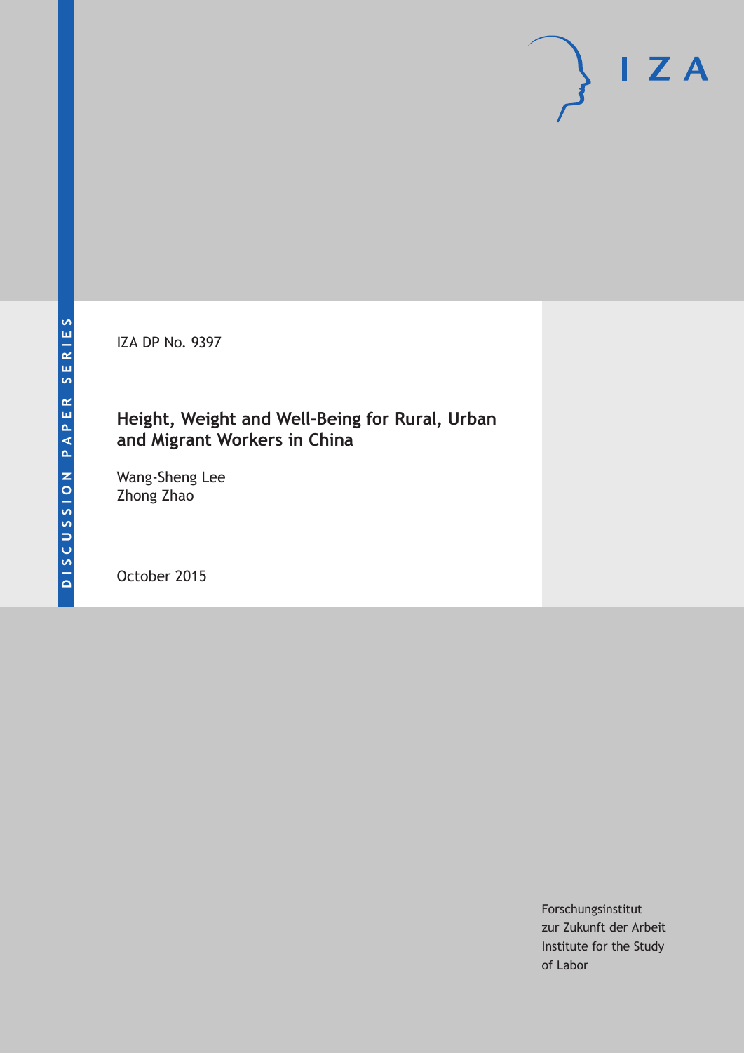DISCUSSION PAPER SERIES

IZA DP No. 9397

# Height, Weight and Well-Being for Rural, Urban and Migrant Workers in China

Wang-Sheng Lee
Zhong Zhao

October 2015

Forschungsinstitut
zur Zukunft der Arbeit
Institute for the Study
of Labor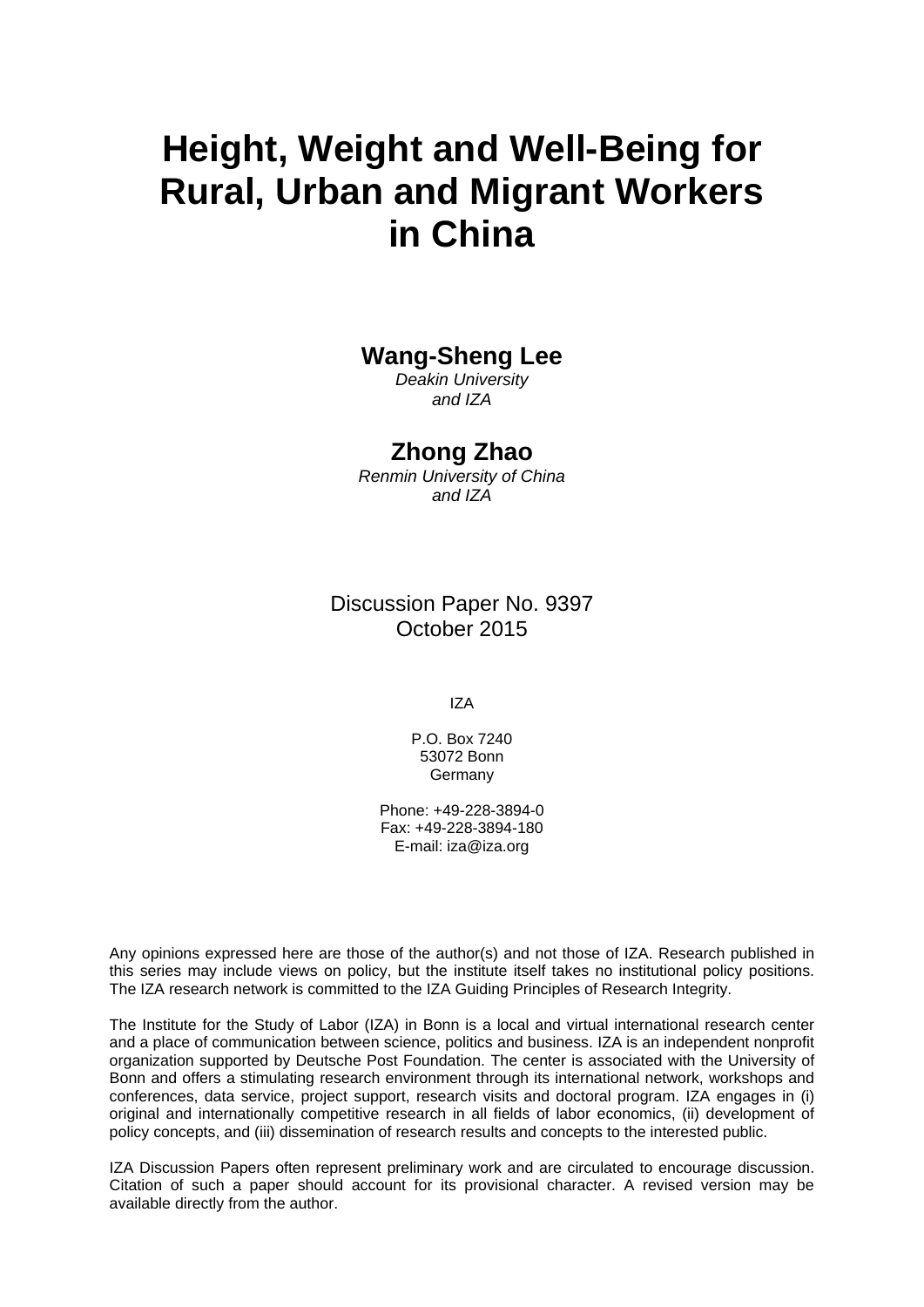# Height, Weight and Well-Being for Rural, Urban and Migrant Workers in China

**Wang-Sheng Lee**
*Deakin University and IZA*

**Zhong Zhao**
*Renmin University of China and IZA*

Discussion Paper No. 9397
October 2015

IZA

P.O. Box 7240
53072 Bonn
Germany

Phone: +49-228-3894-0
Fax: +49-228-3894-180
E-mail: iza@iza.org

Any opinions expressed here are those of the author(s) and not those of IZA. Research published in this series may include views on policy, but the institute itself takes no institutional policy positions. The IZA research network is committed to the IZA Guiding Principles of Research Integrity.

The Institute for the Study of Labor (IZA) in Bonn is a local and virtual international research center and a place of communication between science, politics and business. IZA is an independent nonprofit organization supported by Deutsche Post Foundation. The center is associated with the University of Bonn and offers a stimulating research environment through its international network, workshops and conferences, data service, project support, research visits and doctoral program. IZA engages in (i) original and internationally competitive research in all fields of labor economics, (ii) development of policy concepts, and (iii) dissemination of research results and concepts to the interested public.

IZA Discussion Papers often represent preliminary work and are circulated to encourage discussion. Citation of such a paper should account for its provisional character. A revised version may be available directly from the author.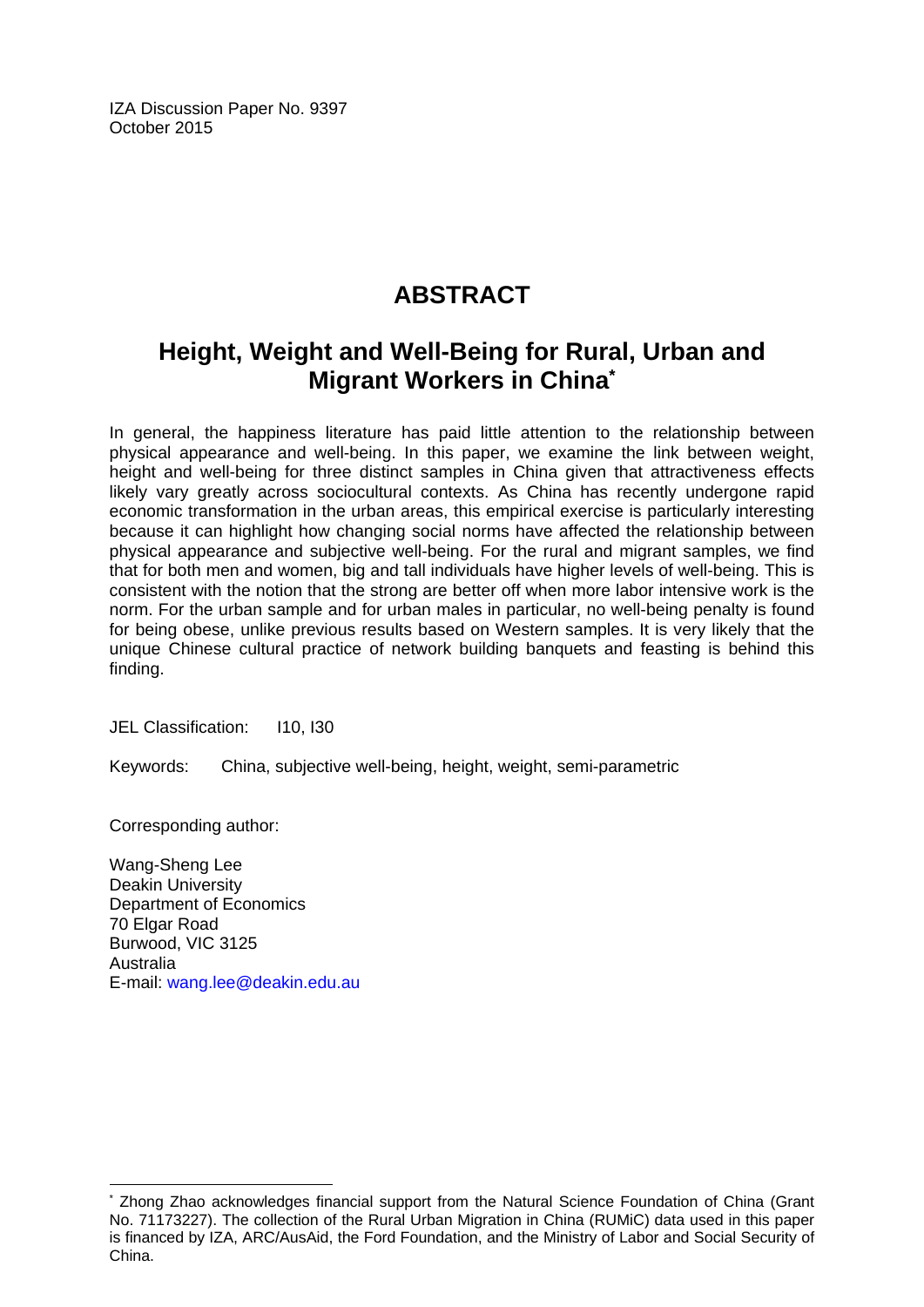IZA Discussion Paper No. 9397
October 2015

# ABSTRACT

## Height, Weight and Well-Being for Rural, Urban and Migrant Workers in China*

In general, the happiness literature has paid little attention to the relationship between physical appearance and well-being. In this paper, we examine the link between weight, height and well-being for three distinct samples in China given that attractiveness effects likely vary greatly across sociocultural contexts. As China has recently undergone rapid economic transformation in the urban areas, this empirical exercise is particularly interesting because it can highlight how changing social norms have affected the relationship between physical appearance and subjective well-being. For the rural and migrant samples, we find that for both men and women, big and tall individuals have higher levels of well-being. This is consistent with the notion that the strong are better off when more labor intensive work is the norm. For the urban sample and for urban males in particular, no well-being penalty is found for being obese, unlike previous results based on Western samples. It is very likely that the unique Chinese cultural practice of network building banquets and feasting is behind this finding.

JEL Classification: I10, I30

Keywords: China, subjective well-being, height, weight, semi-parametric

Corresponding author:

Wang-Sheng Lee
Deakin University
Department of Economics
70 Elgar Road
Burwood, VIC 3125
Australia
E-mail: wang.lee@deakin.edu.au

* Zhong Zhao acknowledges financial support from the Natural Science Foundation of China (Grant No. 71173227). The collection of the Rural Urban Migration in China (RUMiC) data used in this paper is financed by IZA, ARC/AusAid, the Ford Foundation, and the Ministry of Labor and Social Security of China.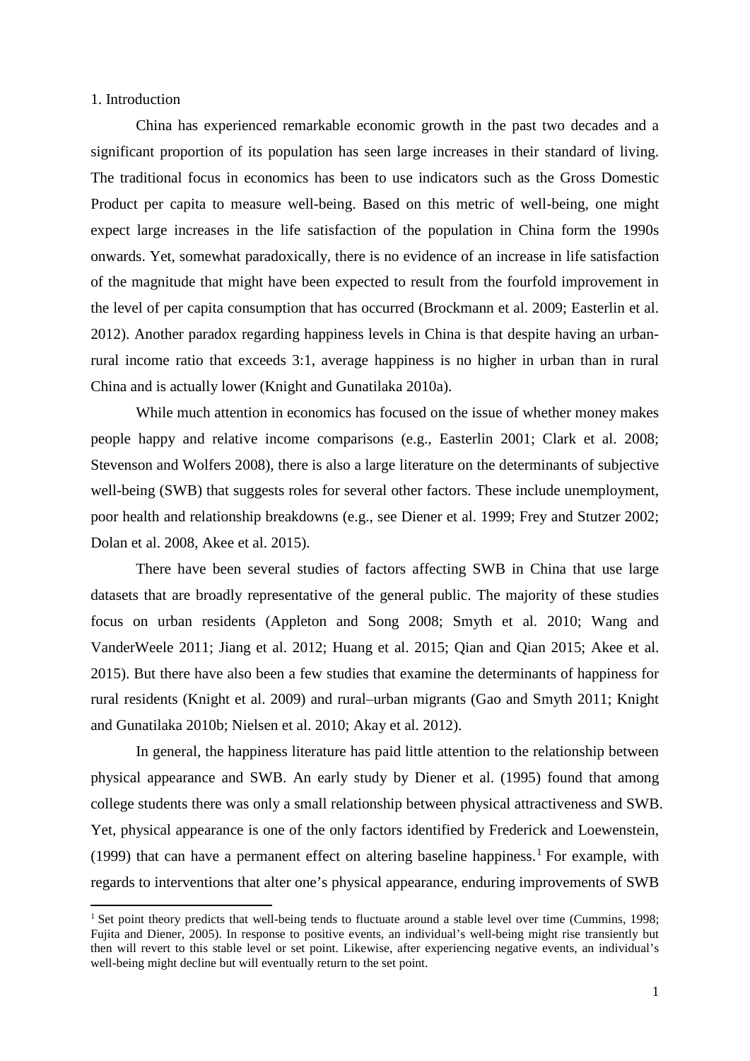## 1. Introduction

China has experienced remarkable economic growth in the past two decades and a significant proportion of its population has seen large increases in their standard of living. The traditional focus in economics has been to use indicators such as the Gross Domestic Product per capita to measure well-being. Based on this metric of well-being, one might expect large increases in the life satisfaction of the population in China form the 1990s onwards. Yet, somewhat paradoxically, there is no evidence of an increase in life satisfaction of the magnitude that might have been expected to result from the fourfold improvement in the level of per capita consumption that has occurred (Brockmann et al. 2009; Easterlin et al. 2012). Another paradox regarding happiness levels in China is that despite having an urban-rural income ratio that exceeds 3:1, average happiness is no higher in urban than in rural China and is actually lower (Knight and Gunatilaka 2010a).

While much attention in economics has focused on the issue of whether money makes people happy and relative income comparisons (e.g., Easterlin 2001; Clark et al. 2008; Stevenson and Wolfers 2008), there is also a large literature on the determinants of subjective well-being (SWB) that suggests roles for several other factors. These include unemployment, poor health and relationship breakdowns (e.g., see Diener et al. 1999; Frey and Stutzer 2002; Dolan et al. 2008, Akee et al. 2015).

There have been several studies of factors affecting SWB in China that use large datasets that are broadly representative of the general public. The majority of these studies focus on urban residents (Appleton and Song 2008; Smyth et al. 2010; Wang and VanderWeele 2011; Jiang et al. 2012; Huang et al. 2015; Qian and Qian 2015; Akee et al. 2015). But there have also been a few studies that examine the determinants of happiness for rural residents (Knight et al. 2009) and rural–urban migrants (Gao and Smyth 2011; Knight and Gunatilaka 2010b; Nielsen et al. 2010; Akay et al. 2012).

In general, the happiness literature has paid little attention to the relationship between physical appearance and SWB. An early study by Diener et al. (1995) found that among college students there was only a small relationship between physical attractiveness and SWB. Yet, physical appearance is one of the only factors identified by Frederick and Loewenstein, (1999) that can have a permanent effect on altering baseline happiness.[1] For example, with regards to interventions that alter one's physical appearance, enduring improvements of SWB

[1] Set point theory predicts that well-being tends to fluctuate around a stable level over time (Cummins, 1998; Fujita and Diener, 2005). In response to positive events, an individual's well-being might rise transiently but then will revert to this stable level or set point. Likewise, after experiencing negative events, an individual's well-being might decline but will eventually return to the set point.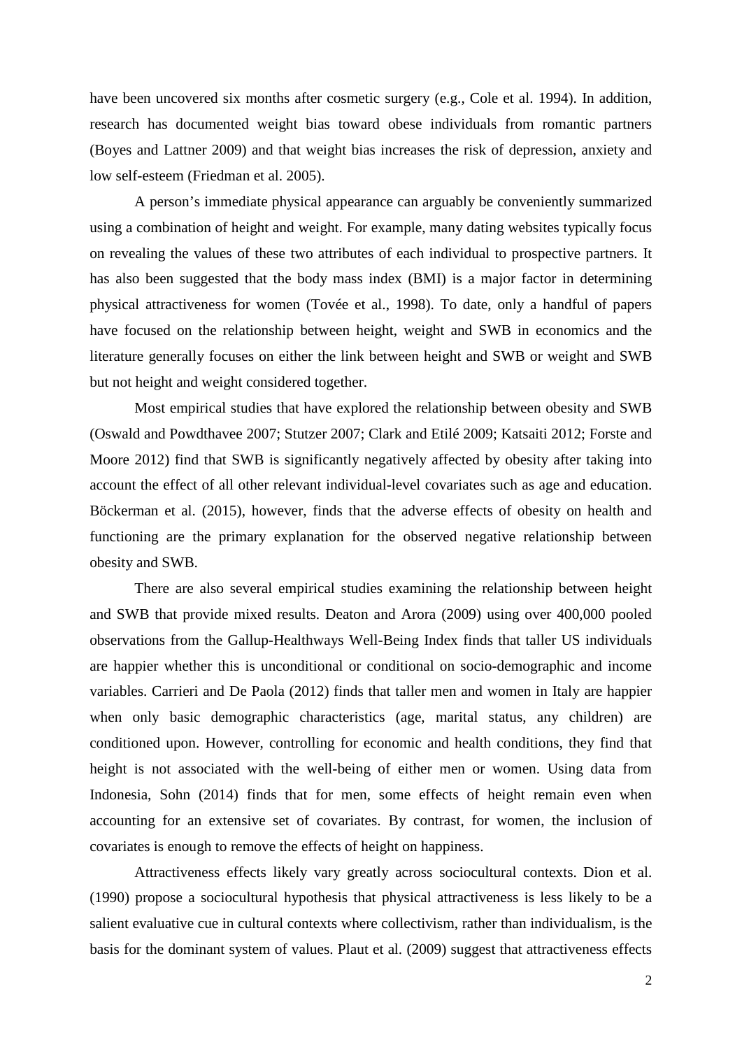have been uncovered six months after cosmetic surgery (e.g., Cole et al. 1994). In addition, research has documented weight bias toward obese individuals from romantic partners (Boyes and Lattner 2009) and that weight bias increases the risk of depression, anxiety and low self-esteem (Friedman et al. 2005).

A person's immediate physical appearance can arguably be conveniently summarized using a combination of height and weight. For example, many dating websites typically focus on revealing the values of these two attributes of each individual to prospective partners. It has also been suggested that the body mass index (BMI) is a major factor in determining physical attractiveness for women (Tovée et al., 1998). To date, only a handful of papers have focused on the relationship between height, weight and SWB in economics and the literature generally focuses on either the link between height and SWB or weight and SWB but not height and weight considered together.

Most empirical studies that have explored the relationship between obesity and SWB (Oswald and Powdthavee 2007; Stutzer 2007; Clark and Etilé 2009; Katsaiti 2012; Forste and Moore 2012) find that SWB is significantly negatively affected by obesity after taking into account the effect of all other relevant individual-level covariates such as age and education. Böckerman et al. (2015), however, finds that the adverse effects of obesity on health and functioning are the primary explanation for the observed negative relationship between obesity and SWB.

There are also several empirical studies examining the relationship between height and SWB that provide mixed results. Deaton and Arora (2009) using over 400,000 pooled observations from the Gallup-Healthways Well-Being Index finds that taller US individuals are happier whether this is unconditional or conditional on socio-demographic and income variables. Carrieri and De Paola (2012) finds that taller men and women in Italy are happier when only basic demographic characteristics (age, marital status, any children) are conditioned upon. However, controlling for economic and health conditions, they find that height is not associated with the well-being of either men or women. Using data from Indonesia, Sohn (2014) finds that for men, some effects of height remain even when accounting for an extensive set of covariates. By contrast, for women, the inclusion of covariates is enough to remove the effects of height on happiness.

Attractiveness effects likely vary greatly across sociocultural contexts. Dion et al. (1990) propose a sociocultural hypothesis that physical attractiveness is less likely to be a salient evaluative cue in cultural contexts where collectivism, rather than individualism, is the basis for the dominant system of values. Plaut et al. (2009) suggest that attractiveness effects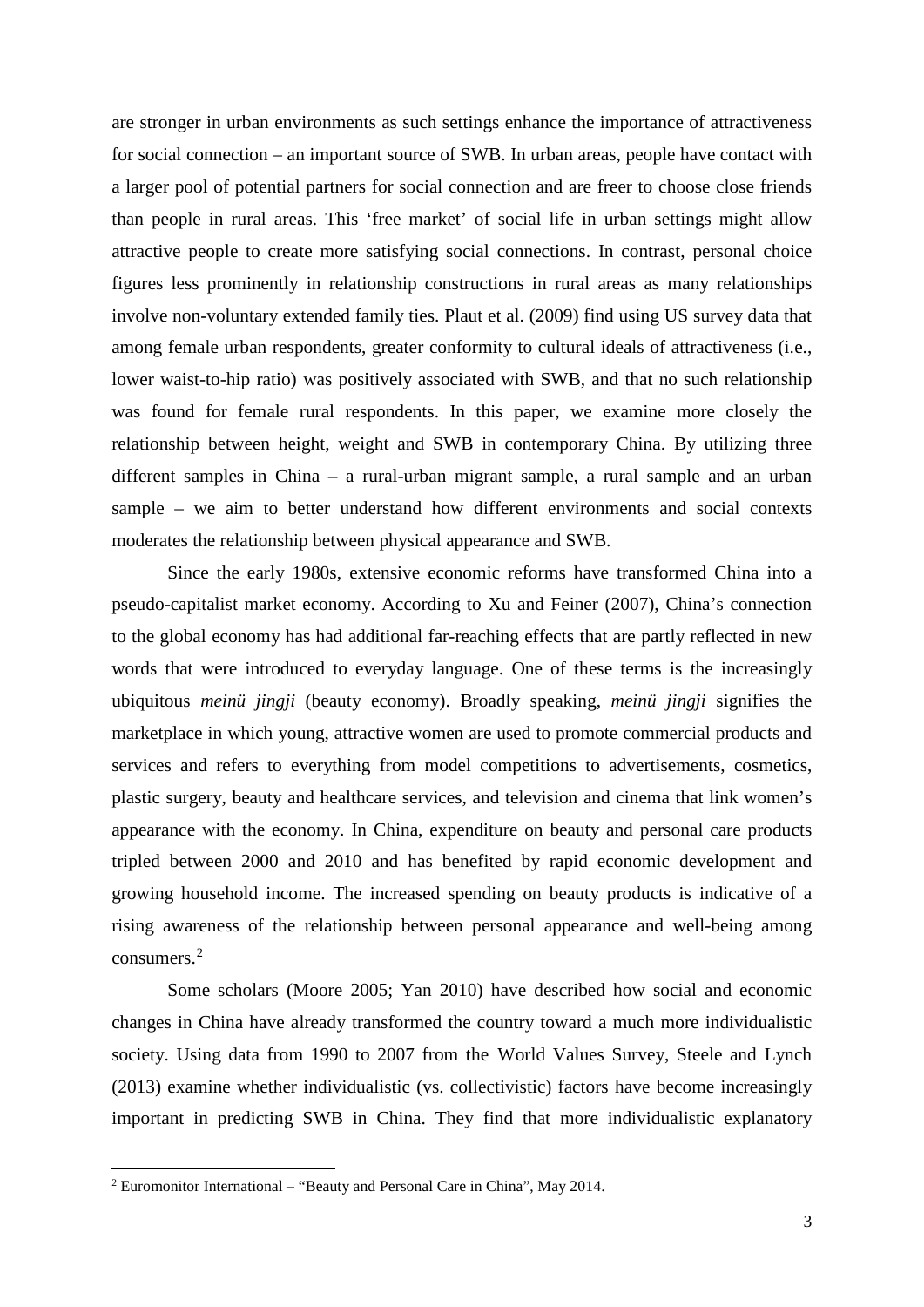are stronger in urban environments as such settings enhance the importance of attractiveness for social connection – an important source of SWB. In urban areas, people have contact with a larger pool of potential partners for social connection and are freer to choose close friends than people in rural areas. This 'free market' of social life in urban settings might allow attractive people to create more satisfying social connections. In contrast, personal choice figures less prominently in relationship constructions in rural areas as many relationships involve non-voluntary extended family ties. Plaut et al. (2009) find using US survey data that among female urban respondents, greater conformity to cultural ideals of attractiveness (i.e., lower waist-to-hip ratio) was positively associated with SWB, and that no such relationship was found for female rural respondents. In this paper, we examine more closely the relationship between height, weight and SWB in contemporary China. By utilizing three different samples in China – a rural-urban migrant sample, a rural sample and an urban sample – we aim to better understand how different environments and social contexts moderates the relationship between physical appearance and SWB.

Since the early 1980s, extensive economic reforms have transformed China into a pseudo-capitalist market economy. According to Xu and Feiner (2007), China's connection to the global economy has had additional far-reaching effects that are partly reflected in new words that were introduced to everyday language. One of these terms is the increasingly ubiquitous *meinü jingji* (beauty economy). Broadly speaking, *meinü jingji* signifies the marketplace in which young, attractive women are used to promote commercial products and services and refers to everything from model competitions to advertisements, cosmetics, plastic surgery, beauty and healthcare services, and television and cinema that link women's appearance with the economy. In China, expenditure on beauty and personal care products tripled between 2000 and 2010 and has benefited by rapid economic development and growing household income. The increased spending on beauty products is indicative of a rising awareness of the relationship between personal appearance and well-being among consumers.[2]

Some scholars (Moore 2005; Yan 2010) have described how social and economic changes in China have already transformed the country toward a much more individualistic society. Using data from 1990 to 2007 from the World Values Survey, Steele and Lynch (2013) examine whether individualistic (vs. collectivistic) factors have become increasingly important in predicting SWB in China. They find that more individualistic explanatory

[2] Euromonitor International – "Beauty and Personal Care in China", May 2014.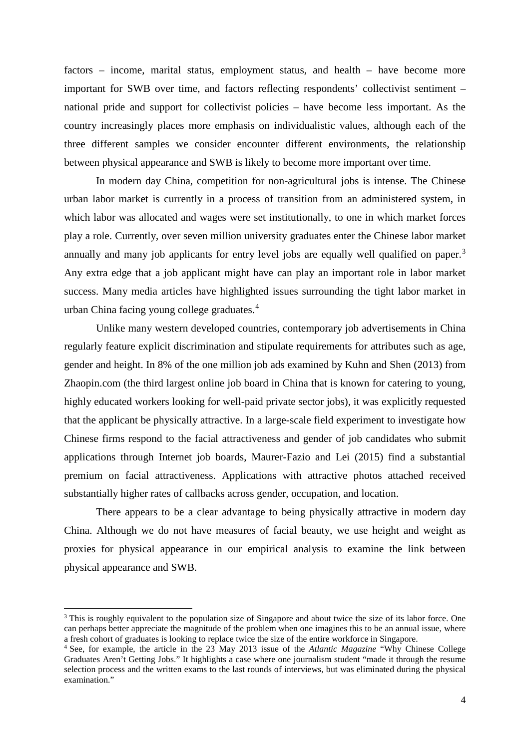factors – income, marital status, employment status, and health – have become more important for SWB over time, and factors reflecting respondents' collectivist sentiment – national pride and support for collectivist policies – have become less important. As the country increasingly places more emphasis on individualistic values, although each of the three different samples we consider encounter different environments, the relationship between physical appearance and SWB is likely to become more important over time.

In modern day China, competition for non-agricultural jobs is intense. The Chinese urban labor market is currently in a process of transition from an administered system, in which labor was allocated and wages were set institutionally, to one in which market forces play a role. Currently, over seven million university graduates enter the Chinese labor market annually and many job applicants for entry level jobs are equally well qualified on paper.[3] Any extra edge that a job applicant might have can play an important role in labor market success. Many media articles have highlighted issues surrounding the tight labor market in urban China facing young college graduates.[4]

Unlike many western developed countries, contemporary job advertisements in China regularly feature explicit discrimination and stipulate requirements for attributes such as age, gender and height. In 8% of the one million job ads examined by Kuhn and Shen (2013) from Zhaopin.com (the third largest online job board in China that is known for catering to young, highly educated workers looking for well-paid private sector jobs), it was explicitly requested that the applicant be physically attractive. In a large-scale field experiment to investigate how Chinese firms respond to the facial attractiveness and gender of job candidates who submit applications through Internet job boards, Maurer-Fazio and Lei (2015) find a substantial premium on facial attractiveness. Applications with attractive photos attached received substantially higher rates of callbacks across gender, occupation, and location.

There appears to be a clear advantage to being physically attractive in modern day China. Although we do not have measures of facial beauty, we use height and weight as proxies for physical appearance in our empirical analysis to examine the link between physical appearance and SWB.

---

[3] This is roughly equivalent to the population size of Singapore and about twice the size of its labor force. One can perhaps better appreciate the magnitude of the problem when one imagines this to be an annual issue, where a fresh cohort of graduates is looking to replace twice the size of the entire workforce in Singapore.

[4] See, for example, the article in the 23 May 2013 issue of the *Atlantic Magazine* "Why Chinese College Graduates Aren't Getting Jobs." It highlights a case where one journalism student "made it through the resume selection process and the written exams to the last rounds of interviews, but was eliminated during the physical examination."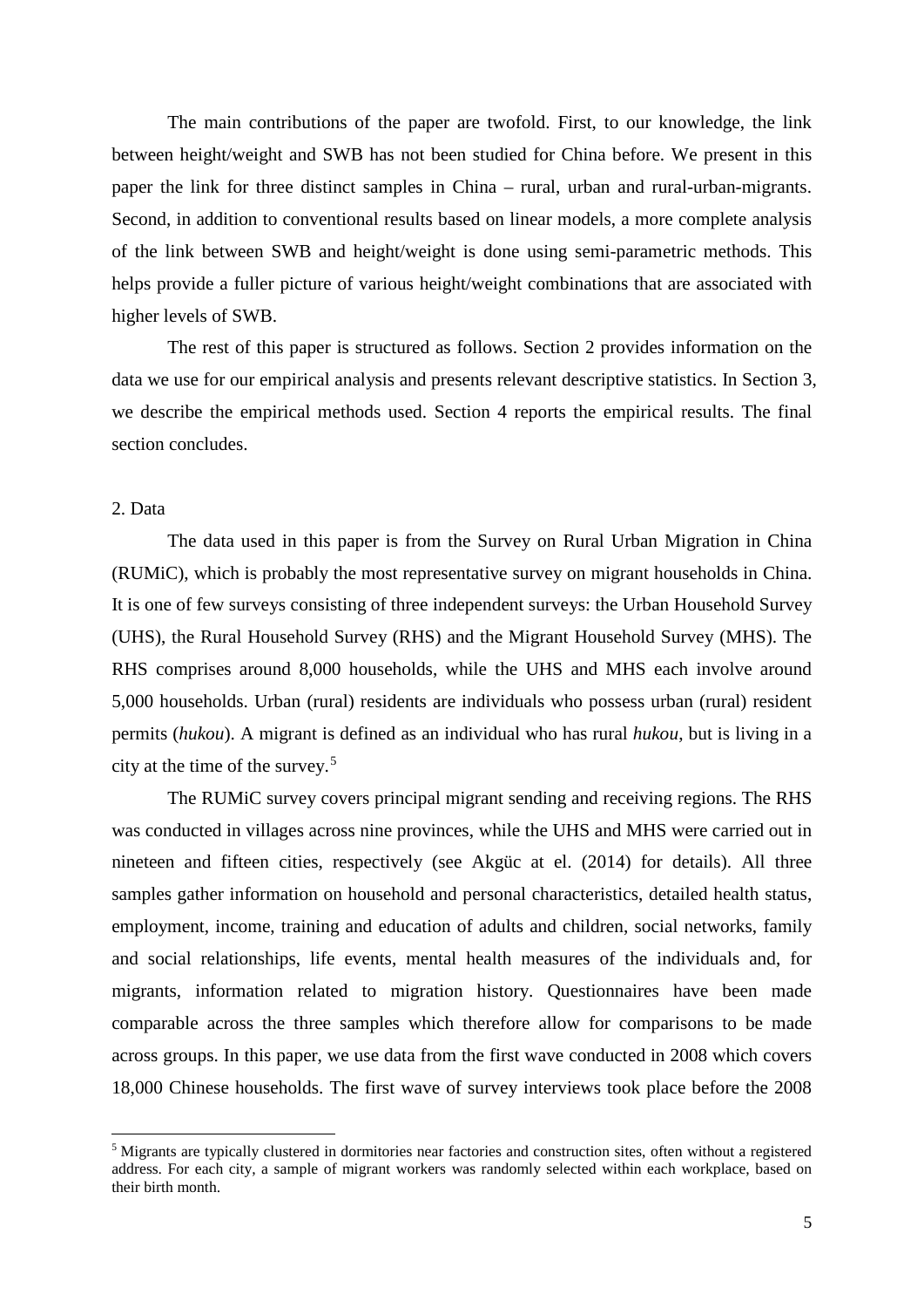The main contributions of the paper are twofold. First, to our knowledge, the link between height/weight and SWB has not been studied for China before. We present in this paper the link for three distinct samples in China – rural, urban and rural-urban-migrants. Second, in addition to conventional results based on linear models, a more complete analysis of the link between SWB and height/weight is done using semi-parametric methods. This helps provide a fuller picture of various height/weight combinations that are associated with higher levels of SWB.

The rest of this paper is structured as follows. Section 2 provides information on the data we use for our empirical analysis and presents relevant descriptive statistics. In Section 3, we describe the empirical methods used. Section 4 reports the empirical results. The final section concludes.

## 2. Data

The data used in this paper is from the Survey on Rural Urban Migration in China (RUMiC), which is probably the most representative survey on migrant households in China. It is one of few surveys consisting of three independent surveys: the Urban Household Survey (UHS), the Rural Household Survey (RHS) and the Migrant Household Survey (MHS). The RHS comprises around 8,000 households, while the UHS and MHS each involve around 5,000 households. Urban (rural) residents are individuals who possess urban (rural) resident permits (*hukou*). A migrant is defined as an individual who has rural *hukou*, but is living in a city at the time of the survey.[5]

The RUMiC survey covers principal migrant sending and receiving regions. The RHS was conducted in villages across nine provinces, while the UHS and MHS were carried out in nineteen and fifteen cities, respectively (see Akgüc at el. (2014) for details). All three samples gather information on household and personal characteristics, detailed health status, employment, income, training and education of adults and children, social networks, family and social relationships, life events, mental health measures of the individuals and, for migrants, information related to migration history. Questionnaires have been made comparable across the three samples which therefore allow for comparisons to be made across groups. In this paper, we use data from the first wave conducted in 2008 which covers 18,000 Chinese households. The first wave of survey interviews took place before the 2008

[5] Migrants are typically clustered in dormitories near factories and construction sites, often without a registered address. For each city, a sample of migrant workers was randomly selected within each workplace, based on their birth month.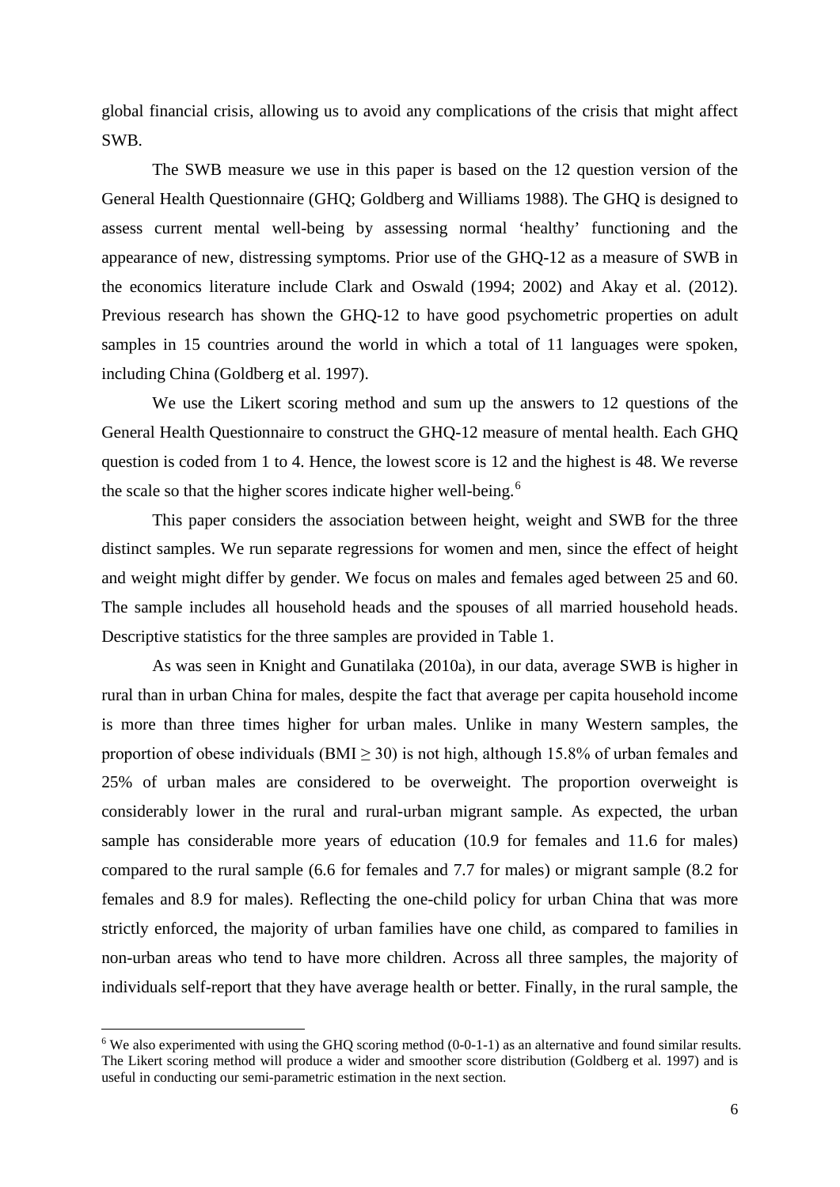global financial crisis, allowing us to avoid any complications of the crisis that might affect SWB.

The SWB measure we use in this paper is based on the 12 question version of the General Health Questionnaire (GHQ; Goldberg and Williams 1988). The GHQ is designed to assess current mental well-being by assessing normal 'healthy' functioning and the appearance of new, distressing symptoms. Prior use of the GHQ-12 as a measure of SWB in the economics literature include Clark and Oswald (1994; 2002) and Akay et al. (2012). Previous research has shown the GHQ-12 to have good psychometric properties on adult samples in 15 countries around the world in which a total of 11 languages were spoken, including China (Goldberg et al. 1997).

We use the Likert scoring method and sum up the answers to 12 questions of the General Health Questionnaire to construct the GHQ-12 measure of mental health. Each GHQ question is coded from 1 to 4. Hence, the lowest score is 12 and the highest is 48. We reverse the scale so that the higher scores indicate higher well-being.[6]

This paper considers the association between height, weight and SWB for the three distinct samples. We run separate regressions for women and men, since the effect of height and weight might differ by gender. We focus on males and females aged between 25 and 60. The sample includes all household heads and the spouses of all married household heads. Descriptive statistics for the three samples are provided in Table 1.

As was seen in Knight and Gunatilaka (2010a), in our data, average SWB is higher in rural than in urban China for males, despite the fact that average per capita household income is more than three times higher for urban males. Unlike in many Western samples, the proportion of obese individuals (BMI $\geq$ 30) is not high, although 15.8% of urban females and 25% of urban males are considered to be overweight. The proportion overweight is considerably lower in the rural and rural-urban migrant sample. As expected, the urban sample has considerable more years of education (10.9 for females and 11.6 for males) compared to the rural sample (6.6 for females and 7.7 for males) or migrant sample (8.2 for females and 8.9 for males). Reflecting the one-child policy for urban China that was more strictly enforced, the majority of urban families have one child, as compared to families in non-urban areas who tend to have more children. Across all three samples, the majority of individuals self-report that they have average health or better. Finally, in the rural sample, the

[6] We also experimented with using the GHQ scoring method (0-0-1-1) as an alternative and found similar results. The Likert scoring method will produce a wider and smoother score distribution (Goldberg et al. 1997) and is useful in conducting our semi-parametric estimation in the next section.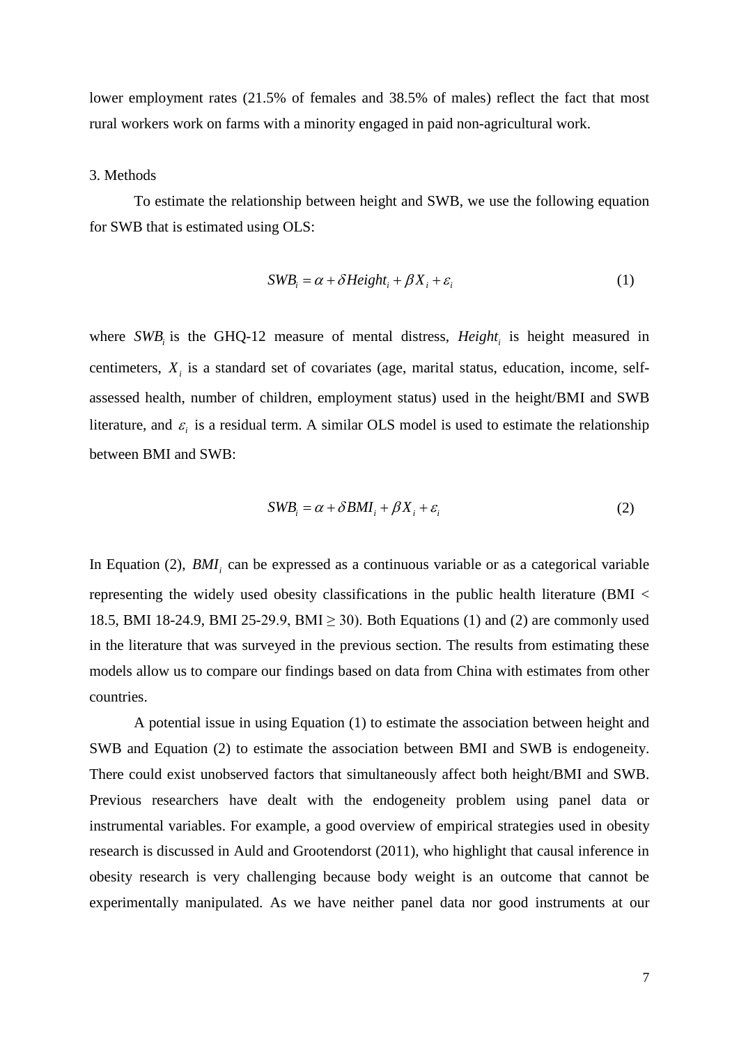lower employment rates (21.5% of females and 38.5% of males) reflect the fact that most rural workers work on farms with a minority engaged in paid non-agricultural work.

## 3. Methods

To estimate the relationship between height and SWB, we use the following equation for SWB that is estimated using OLS:

$$SWB_i = \alpha + \delta Height_i + \beta X_i + \varepsilon_i \tag{1}$$

where $SWB_i$ is the GHQ-12 measure of mental distress, $Height_i$ is height measured in centimeters, $X_i$ is a standard set of covariates (age, marital status, education, income, self-assessed health, number of children, employment status) used in the height/BMI and SWB literature, and $\varepsilon_i$ is a residual term. A similar OLS model is used to estimate the relationship between BMI and SWB:

$$SWB_i = \alpha + \delta BMI_i + \beta X_i + \varepsilon_i \tag{2}$$

In Equation (2), $BMI_i$ can be expressed as a continuous variable or as a categorical variable representing the widely used obesity classifications in the public health literature (BMI < 18.5, BMI 18-24.9, BMI 25-29.9, BMI ≥ 30). Both Equations (1) and (2) are commonly used in the literature that was surveyed in the previous section. The results from estimating these models allow us to compare our findings based on data from China with estimates from other countries.

A potential issue in using Equation (1) to estimate the association between height and SWB and Equation (2) to estimate the association between BMI and SWB is endogeneity. There could exist unobserved factors that simultaneously affect both height/BMI and SWB. Previous researchers have dealt with the endogeneity problem using panel data or instrumental variables. For example, a good overview of empirical strategies used in obesity research is discussed in Auld and Grootendorst (2011), who highlight that causal inference in obesity research is very challenging because body weight is an outcome that cannot be experimentally manipulated. As we have neither panel data nor good instruments at our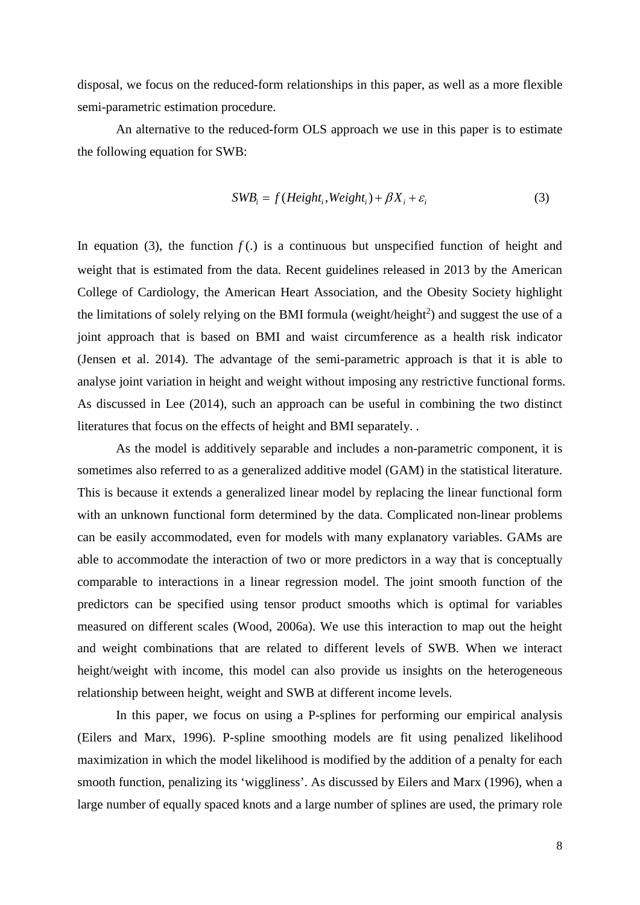disposal, we focus on the reduced-form relationships in this paper, as well as a more flexible semi-parametric estimation procedure.

An alternative to the reduced-form OLS approach we use in this paper is to estimate the following equation for SWB:

$$SWB_i = f(Height_i, Weight_i) + \beta X_i + \varepsilon_i \tag{3}$$

In equation (3), the function $f(.)$ is a continuous but unspecified function of height and weight that is estimated from the data. Recent guidelines released in 2013 by the American College of Cardiology, the American Heart Association, and the Obesity Society highlight the limitations of solely relying on the BMI formula (weight/height$^2$) and suggest the use of a joint approach that is based on BMI and waist circumference as a health risk indicator (Jensen et al. 2014). The advantage of the semi-parametric approach is that it is able to analyse joint variation in height and weight without imposing any restrictive functional forms. As discussed in Lee (2014), such an approach can be useful in combining the two distinct literatures that focus on the effects of height and BMI separately. .

As the model is additively separable and includes a non-parametric component, it is sometimes also referred to as a generalized additive model (GAM) in the statistical literature. This is because it extends a generalized linear model by replacing the linear functional form with an unknown functional form determined by the data. Complicated non-linear problems can be easily accommodated, even for models with many explanatory variables. GAMs are able to accommodate the interaction of two or more predictors in a way that is conceptually comparable to interactions in a linear regression model. The joint smooth function of the predictors can be specified using tensor product smooths which is optimal for variables measured on different scales (Wood, 2006a). We use this interaction to map out the height and weight combinations that are related to different levels of SWB. When we interact height/weight with income, this model can also provide us insights on the heterogeneous relationship between height, weight and SWB at different income levels.

In this paper, we focus on using a P-splines for performing our empirical analysis (Eilers and Marx, 1996). P-spline smoothing models are fit using penalized likelihood maximization in which the model likelihood is modified by the addition of a penalty for each smooth function, penalizing its 'wiggliness'. As discussed by Eilers and Marx (1996), when a large number of equally spaced knots and a large number of splines are used, the primary role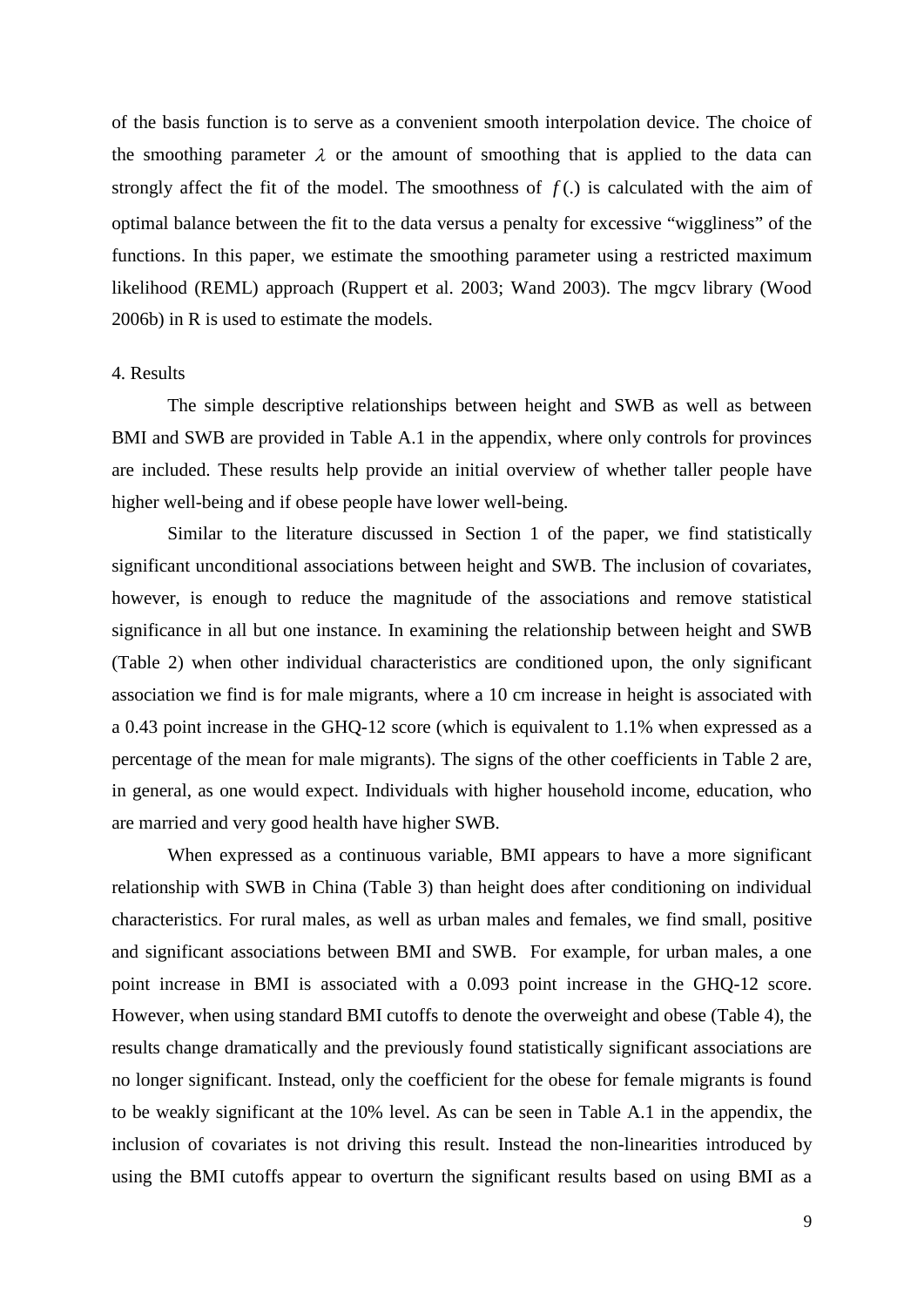of the basis function is to serve as a convenient smooth interpolation device. The choice of the smoothing parameter $\lambda$ or the amount of smoothing that is applied to the data can strongly affect the fit of the model. The smoothness of $f(.)$ is calculated with the aim of optimal balance between the fit to the data versus a penalty for excessive "wiggliness" of the functions. In this paper, we estimate the smoothing parameter using a restricted maximum likelihood (REML) approach (Ruppert et al. 2003; Wand 2003). The mgcv library (Wood 2006b) in R is used to estimate the models.

## 4. Results

The simple descriptive relationships between height and SWB as well as between BMI and SWB are provided in Table A.1 in the appendix, where only controls for provinces are included. These results help provide an initial overview of whether taller people have higher well-being and if obese people have lower well-being.

Similar to the literature discussed in Section 1 of the paper, we find statistically significant unconditional associations between height and SWB. The inclusion of covariates, however, is enough to reduce the magnitude of the associations and remove statistical significance in all but one instance. In examining the relationship between height and SWB (Table 2) when other individual characteristics are conditioned upon, the only significant association we find is for male migrants, where a 10 cm increase in height is associated with a 0.43 point increase in the GHQ-12 score (which is equivalent to 1.1% when expressed as a percentage of the mean for male migrants). The signs of the other coefficients in Table 2 are, in general, as one would expect. Individuals with higher household income, education, who are married and very good health have higher SWB.

When expressed as a continuous variable, BMI appears to have a more significant relationship with SWB in China (Table 3) than height does after conditioning on individual characteristics. For rural males, as well as urban males and females, we find small, positive and significant associations between BMI and SWB. For example, for urban males, a one point increase in BMI is associated with a 0.093 point increase in the GHQ-12 score. However, when using standard BMI cutoffs to denote the overweight and obese (Table 4), the results change dramatically and the previously found statistically significant associations are no longer significant. Instead, only the coefficient for the obese for female migrants is found to be weakly significant at the 10% level. As can be seen in Table A.1 in the appendix, the inclusion of covariates is not driving this result. Instead the non-linearities introduced by using the BMI cutoffs appear to overturn the significant results based on using BMI as a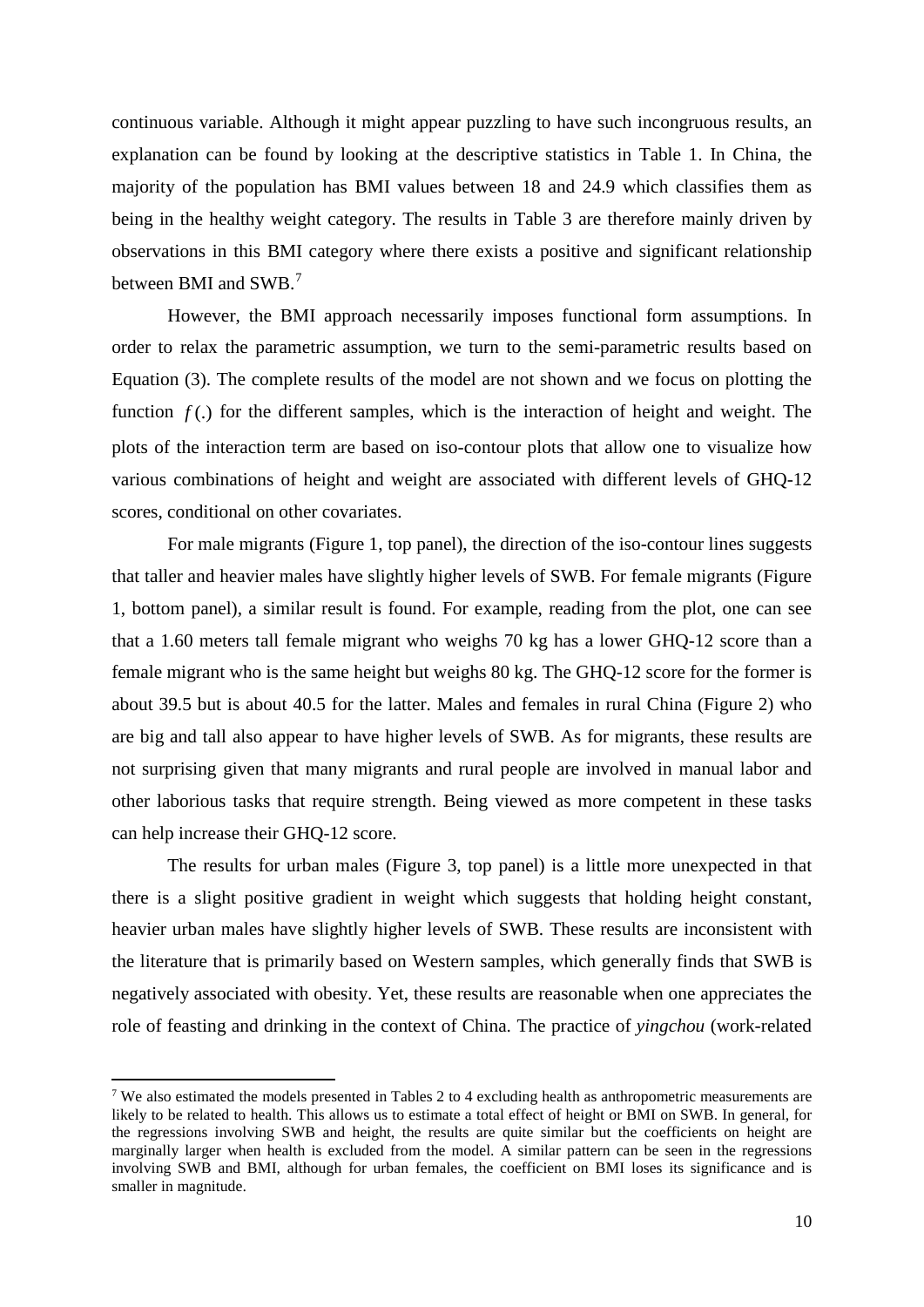continuous variable. Although it might appear puzzling to have such incongruous results, an explanation can be found by looking at the descriptive statistics in Table 1. In China, the majority of the population has BMI values between 18 and 24.9 which classifies them as being in the healthy weight category. The results in Table 3 are therefore mainly driven by observations in this BMI category where there exists a positive and significant relationship between BMI and SWB.[7]

However, the BMI approach necessarily imposes functional form assumptions. In order to relax the parametric assumption, we turn to the semi-parametric results based on Equation (3). The complete results of the model are not shown and we focus on plotting the function $f(.)$ for the different samples, which is the interaction of height and weight. The plots of the interaction term are based on iso-contour plots that allow one to visualize how various combinations of height and weight are associated with different levels of GHQ-12 scores, conditional on other covariates.

For male migrants (Figure 1, top panel), the direction of the iso-contour lines suggests that taller and heavier males have slightly higher levels of SWB. For female migrants (Figure 1, bottom panel), a similar result is found. For example, reading from the plot, one can see that a 1.60 meters tall female migrant who weighs 70 kg has a lower GHQ-12 score than a female migrant who is the same height but weighs 80 kg. The GHQ-12 score for the former is about 39.5 but is about 40.5 for the latter. Males and females in rural China (Figure 2) who are big and tall also appear to have higher levels of SWB. As for migrants, these results are not surprising given that many migrants and rural people are involved in manual labor and other laborious tasks that require strength. Being viewed as more competent in these tasks can help increase their GHQ-12 score.

The results for urban males (Figure 3, top panel) is a little more unexpected in that there is a slight positive gradient in weight which suggests that holding height constant, heavier urban males have slightly higher levels of SWB. These results are inconsistent with the literature that is primarily based on Western samples, which generally finds that SWB is negatively associated with obesity. Yet, these results are reasonable when one appreciates the role of feasting and drinking in the context of China. The practice of *yingchou* (work-related

[7] We also estimated the models presented in Tables 2 to 4 excluding health as anthropometric measurements are likely to be related to health. This allows us to estimate a total effect of height or BMI on SWB. In general, for the regressions involving SWB and height, the results are quite similar but the coefficients on height are marginally larger when health is excluded from the model. A similar pattern can be seen in the regressions involving SWB and BMI, although for urban females, the coefficient on BMI loses its significance and is smaller in magnitude.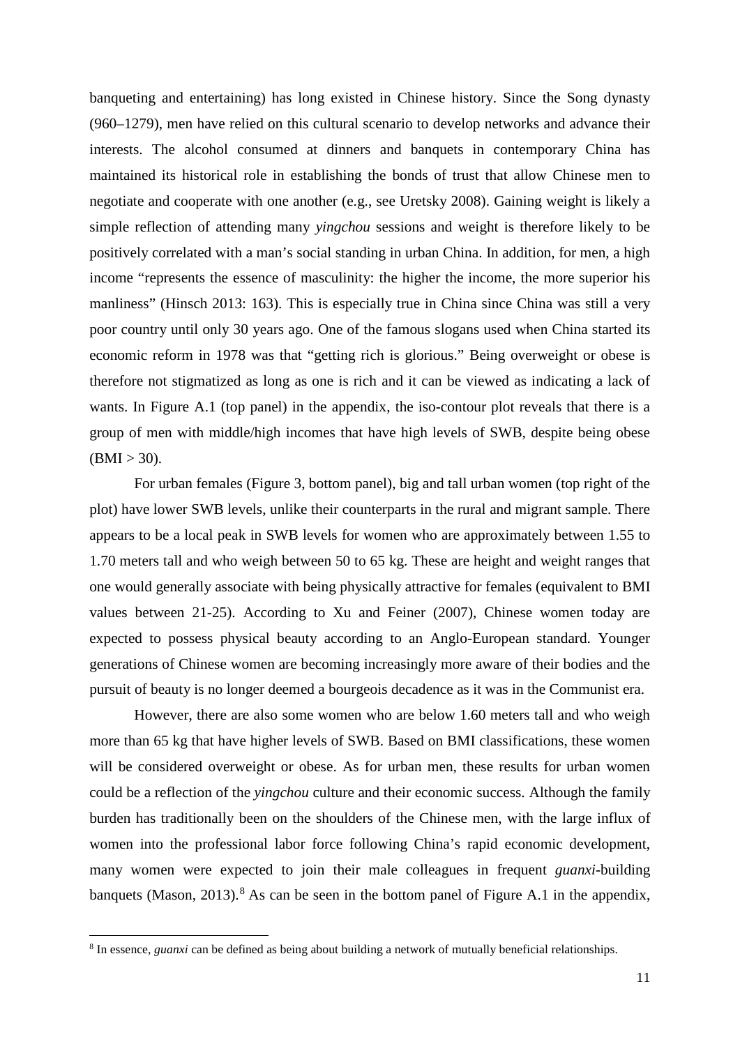banqueting and entertaining) has long existed in Chinese history. Since the Song dynasty (960–1279), men have relied on this cultural scenario to develop networks and advance their interests. The alcohol consumed at dinners and banquets in contemporary China has maintained its historical role in establishing the bonds of trust that allow Chinese men to negotiate and cooperate with one another (e.g., see Uretsky 2008). Gaining weight is likely a simple reflection of attending many *yingchou* sessions and weight is therefore likely to be positively correlated with a man's social standing in urban China. In addition, for men, a high income "represents the essence of masculinity: the higher the income, the more superior his manliness" (Hinsch 2013: 163). This is especially true in China since China was still a very poor country until only 30 years ago. One of the famous slogans used when China started its economic reform in 1978 was that "getting rich is glorious." Being overweight or obese is therefore not stigmatized as long as one is rich and it can be viewed as indicating a lack of wants. In Figure A.1 (top panel) in the appendix, the iso-contour plot reveals that there is a group of men with middle/high incomes that have high levels of SWB, despite being obese (BMI > 30).

For urban females (Figure 3, bottom panel), big and tall urban women (top right of the plot) have lower SWB levels, unlike their counterparts in the rural and migrant sample. There appears to be a local peak in SWB levels for women who are approximately between 1.55 to 1.70 meters tall and who weigh between 50 to 65 kg. These are height and weight ranges that one would generally associate with being physically attractive for females (equivalent to BMI values between 21-25). According to Xu and Feiner (2007), Chinese women today are expected to possess physical beauty according to an Anglo-European standard. Younger generations of Chinese women are becoming increasingly more aware of their bodies and the pursuit of beauty is no longer deemed a bourgeois decadence as it was in the Communist era.

However, there are also some women who are below 1.60 meters tall and who weigh more than 65 kg that have higher levels of SWB. Based on BMI classifications, these women will be considered overweight or obese. As for urban men, these results for urban women could be a reflection of the *yingchou* culture and their economic success. Although the family burden has traditionally been on the shoulders of the Chinese men, with the large influx of women into the professional labor force following China's rapid economic development, many women were expected to join their male colleagues in frequent *guanxi*-building banquets (Mason, 2013).[8] As can be seen in the bottom panel of Figure A.1 in the appendix,

[8] In essence, *guanxi* can be defined as being about building a network of mutually beneficial relationships.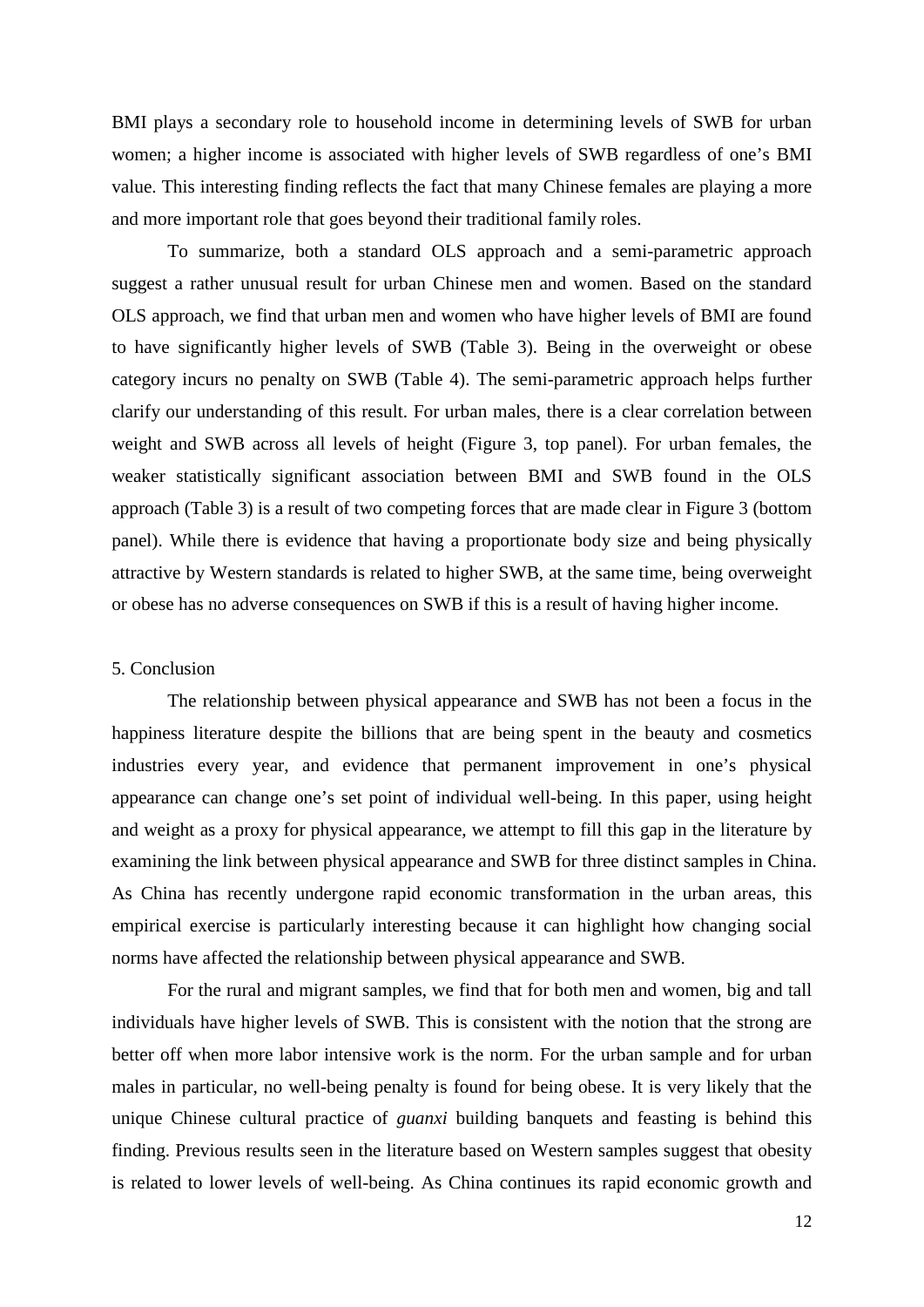BMI plays a secondary role to household income in determining levels of SWB for urban women; a higher income is associated with higher levels of SWB regardless of one's BMI value. This interesting finding reflects the fact that many Chinese females are playing a more and more important role that goes beyond their traditional family roles.

To summarize, both a standard OLS approach and a semi-parametric approach suggest a rather unusual result for urban Chinese men and women. Based on the standard OLS approach, we find that urban men and women who have higher levels of BMI are found to have significantly higher levels of SWB (Table 3). Being in the overweight or obese category incurs no penalty on SWB (Table 4). The semi-parametric approach helps further clarify our understanding of this result. For urban males, there is a clear correlation between weight and SWB across all levels of height (Figure 3, top panel). For urban females, the weaker statistically significant association between BMI and SWB found in the OLS approach (Table 3) is a result of two competing forces that are made clear in Figure 3 (bottom panel). While there is evidence that having a proportionate body size and being physically attractive by Western standards is related to higher SWB, at the same time, being overweight or obese has no adverse consequences on SWB if this is a result of having higher income.

## 5. Conclusion

The relationship between physical appearance and SWB has not been a focus in the happiness literature despite the billions that are being spent in the beauty and cosmetics industries every year, and evidence that permanent improvement in one's physical appearance can change one's set point of individual well-being. In this paper, using height and weight as a proxy for physical appearance, we attempt to fill this gap in the literature by examining the link between physical appearance and SWB for three distinct samples in China. As China has recently undergone rapid economic transformation in the urban areas, this empirical exercise is particularly interesting because it can highlight how changing social norms have affected the relationship between physical appearance and SWB.

For the rural and migrant samples, we find that for both men and women, big and tall individuals have higher levels of SWB. This is consistent with the notion that the strong are better off when more labor intensive work is the norm. For the urban sample and for urban males in particular, no well-being penalty is found for being obese. It is very likely that the unique Chinese cultural practice of *guanxi* building banquets and feasting is behind this finding. Previous results seen in the literature based on Western samples suggest that obesity is related to lower levels of well-being. As China continues its rapid economic growth and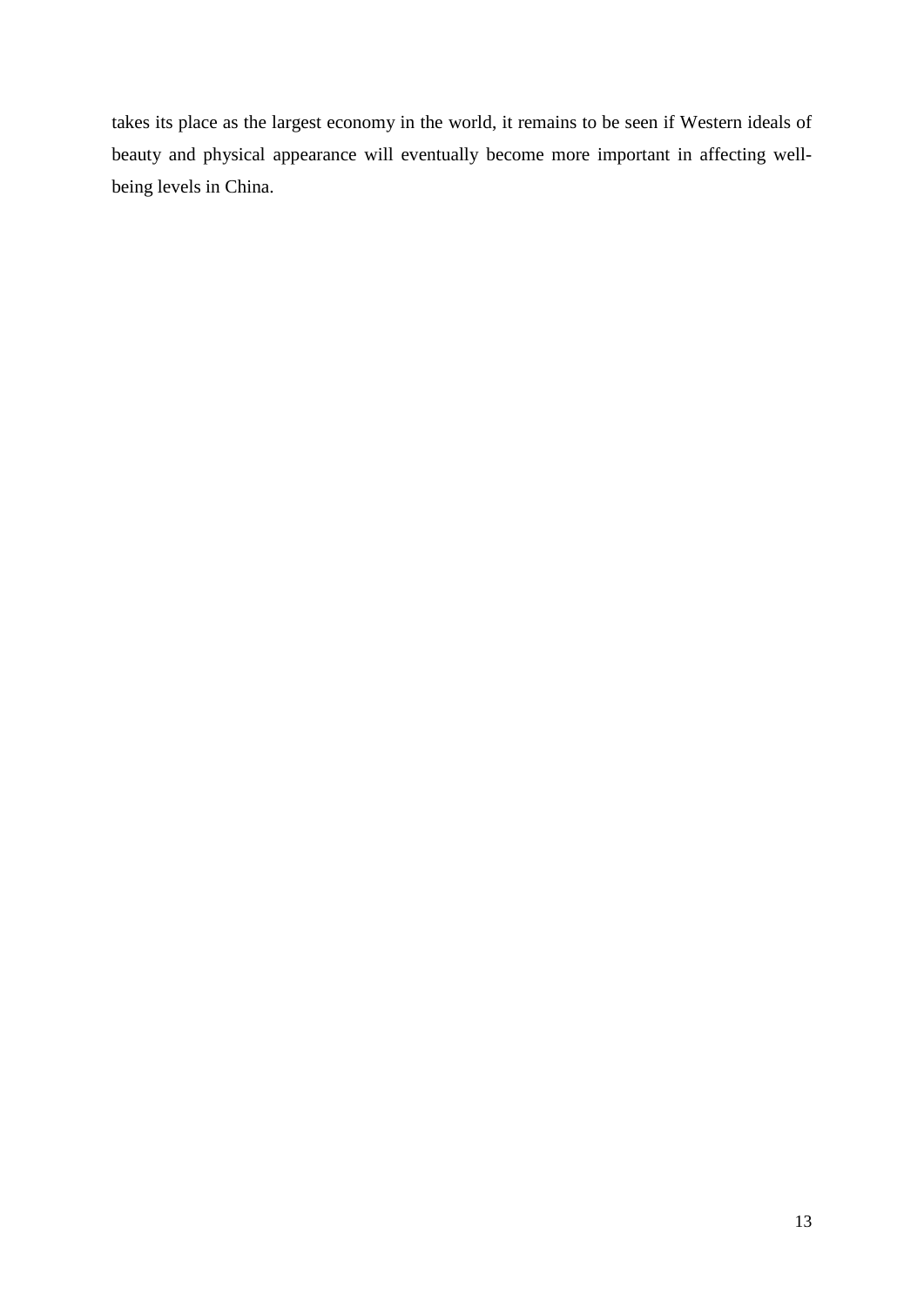takes its place as the largest economy in the world, it remains to be seen if Western ideals of beauty and physical appearance will eventually become more important in affecting well-being levels in China.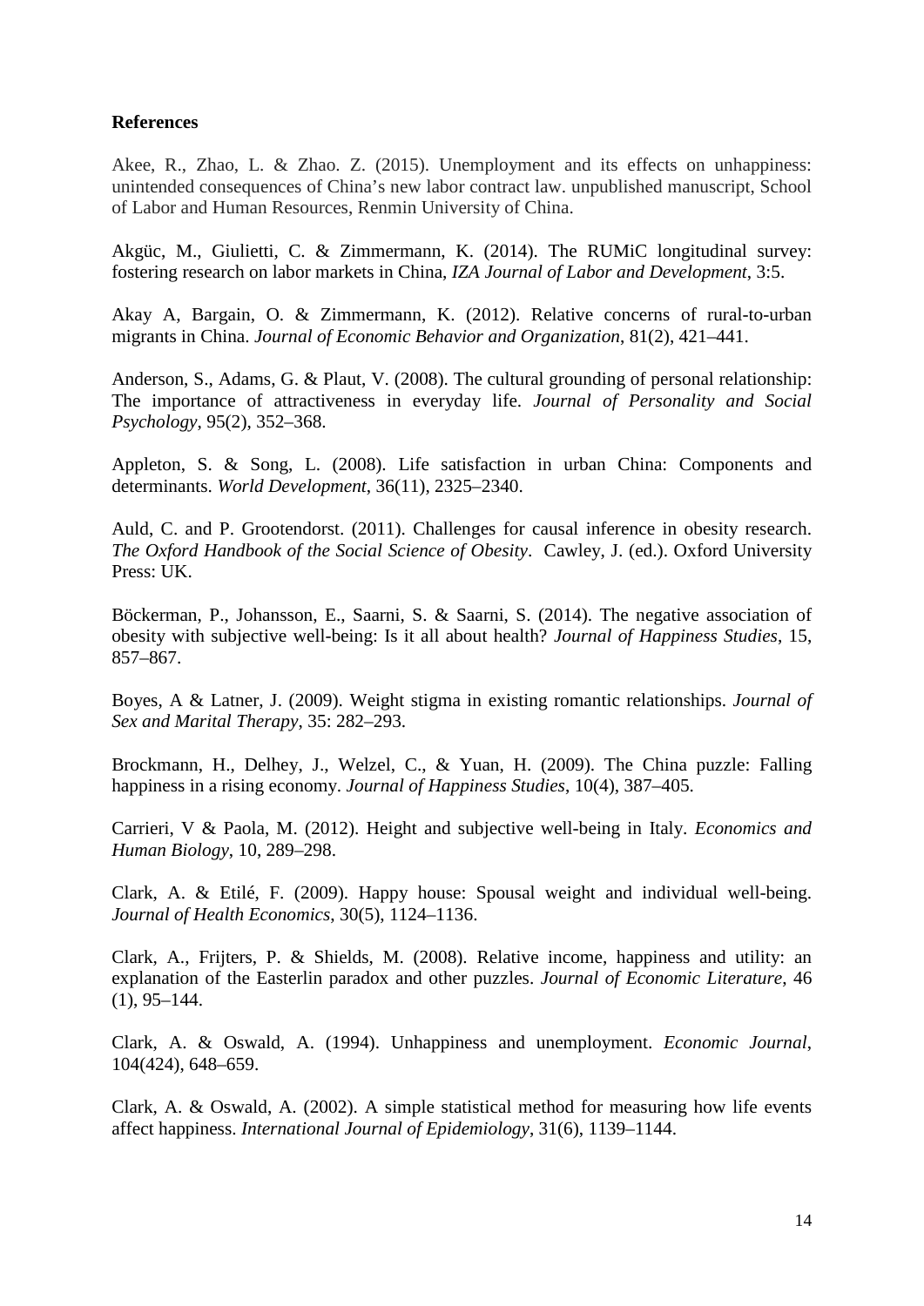**References**

Akee, R., Zhao, L. & Zhao. Z. (2015). Unemployment and its effects on unhappiness: unintended consequences of China's new labor contract law. unpublished manuscript, School of Labor and Human Resources, Renmin University of China.

Akgüc, M., Giulietti, C. & Zimmermann, K. (2014). The RUMiC longitudinal survey: fostering research on labor markets in China, *IZA Journal of Labor and Development*, 3:5.

Akay A, Bargain, O. & Zimmermann, K. (2012). Relative concerns of rural-to-urban migrants in China. *Journal of Economic Behavior and Organization*, 81(2), 421–441.

Anderson, S., Adams, G. & Plaut, V. (2008). The cultural grounding of personal relationship: The importance of attractiveness in everyday life. *Journal of Personality and Social Psychology*, 95(2), 352–368.

Appleton, S. & Song, L. (2008). Life satisfaction in urban China: Components and determinants. *World Development*, 36(11), 2325–2340.

Auld, C. and P. Grootendorst. (2011). Challenges for causal inference in obesity research. *The Oxford Handbook of the Social Science of Obesity*. Cawley, J. (ed.). Oxford University Press: UK.

Böckerman, P., Johansson, E., Saarni, S. & Saarni, S. (2014). The negative association of obesity with subjective well-being: Is it all about health? *Journal of Happiness Studies*, 15, 857–867.

Boyes, A & Latner, J. (2009). Weight stigma in existing romantic relationships. *Journal of Sex and Marital Therapy*, 35: 282–293.

Brockmann, H., Delhey, J., Welzel, C., & Yuan, H. (2009). The China puzzle: Falling happiness in a rising economy. *Journal of Happiness Studies*, 10(4), 387–405.

Carrieri, V & Paola, M. (2012). Height and subjective well-being in Italy. *Economics and Human Biology*, 10, 289–298.

Clark, A. & Etilé, F. (2009). Happy house: Spousal weight and individual well-being. *Journal of Health Economics*, 30(5), 1124–1136.

Clark, A., Frijters, P. & Shields, M. (2008). Relative income, happiness and utility: an explanation of the Easterlin paradox and other puzzles. *Journal of Economic Literature*, 46 (1), 95–144.

Clark, A. & Oswald, A. (1994). Unhappiness and unemployment. *Economic Journal*, 104(424), 648–659.

Clark, A. & Oswald, A. (2002). A simple statistical method for measuring how life events affect happiness. *International Journal of Epidemiology*, 31(6), 1139–1144.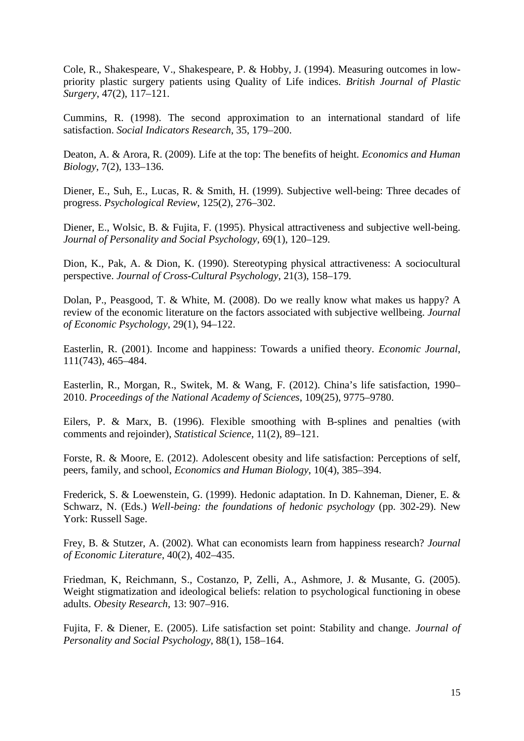Cole, R., Shakespeare, V., Shakespeare, P. & Hobby, J. (1994). Measuring outcomes in low-priority plastic surgery patients using Quality of Life indices. *British Journal of Plastic Surgery*, 47(2), 117–121.

Cummins, R. (1998). The second approximation to an international standard of life satisfaction. *Social Indicators Research*, 35, 179–200.

Deaton, A. & Arora, R. (2009). Life at the top: The benefits of height. *Economics and Human Biology*, 7(2), 133–136.

Diener, E., Suh, E., Lucas, R. & Smith, H. (1999). Subjective well-being: Three decades of progress. *Psychological Review*, 125(2), 276–302.

Diener, E., Wolsic, B. & Fujita, F. (1995). Physical attractiveness and subjective well-being. *Journal of Personality and Social Psychology*, 69(1), 120–129.

Dion, K., Pak, A. & Dion, K. (1990). Stereotyping physical attractiveness: A sociocultural perspective. *Journal of Cross-Cultural Psychology*, 21(3), 158–179.

Dolan, P., Peasgood, T. & White, M. (2008). Do we really know what makes us happy? A review of the economic literature on the factors associated with subjective wellbeing. *Journal of Economic Psychology*, 29(1), 94–122.

Easterlin, R. (2001). Income and happiness: Towards a unified theory. *Economic Journal*, 111(743), 465–484.

Easterlin, R., Morgan, R., Switek, M. & Wang, F. (2012). China's life satisfaction, 1990–2010. *Proceedings of the National Academy of Sciences*, 109(25), 9775–9780.

Eilers, P. & Marx, B. (1996). Flexible smoothing with B-splines and penalties (with comments and rejoinder), *Statistical Science*, 11(2), 89–121.

Forste, R. & Moore, E. (2012). Adolescent obesity and life satisfaction: Perceptions of self, peers, family, and school, *Economics and Human Biology*, 10(4), 385–394.

Frederick, S. & Loewenstein, G. (1999). Hedonic adaptation. In D. Kahneman, Diener, E. & Schwarz, N. (Eds.) *Well-being: the foundations of hedonic psychology* (pp. 302-29). New York: Russell Sage.

Frey, B. & Stutzer, A. (2002). What can economists learn from happiness research? *Journal of Economic Literature*, 40(2), 402–435.

Friedman, K, Reichmann, S., Costanzo, P, Zelli, A., Ashmore, J. & Musante, G. (2005). Weight stigmatization and ideological beliefs: relation to psychological functioning in obese adults. *Obesity Research*, 13: 907–916.

Fujita, F. & Diener, E. (2005). Life satisfaction set point: Stability and change. *Journal of Personality and Social Psychology*, 88(1), 158–164.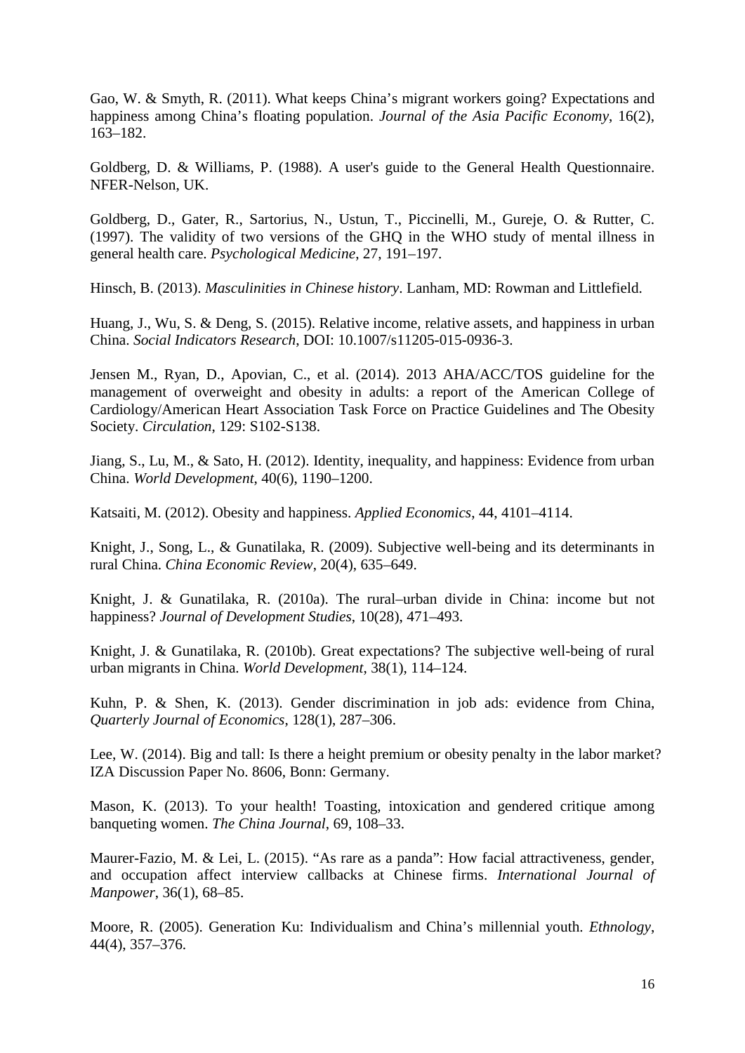Gao, W. & Smyth, R. (2011). What keeps China's migrant workers going? Expectations and happiness among China's floating population. *Journal of the Asia Pacific Economy*, 16(2), 163–182.

Goldberg, D. & Williams, P. (1988). A user's guide to the General Health Questionnaire. NFER-Nelson, UK.

Goldberg, D., Gater, R., Sartorius, N., Ustun, T., Piccinelli, M., Gureje, O. & Rutter, C. (1997). The validity of two versions of the GHQ in the WHO study of mental illness in general health care. *Psychological Medicine*, 27, 191–197.

Hinsch, B. (2013). *Masculinities in Chinese history*. Lanham, MD: Rowman and Littlefield.

Huang, J., Wu, S. & Deng, S. (2015). Relative income, relative assets, and happiness in urban China. *Social Indicators Research*, DOI: 10.1007/s11205-015-0936-3.

Jensen M., Ryan, D., Apovian, C., et al. (2014). 2013 AHA/ACC/TOS guideline for the management of overweight and obesity in adults: a report of the American College of Cardiology/American Heart Association Task Force on Practice Guidelines and The Obesity Society. *Circulation*, 129: S102-S138.

Jiang, S., Lu, M., & Sato, H. (2012). Identity, inequality, and happiness: Evidence from urban China. *World Development*, 40(6), 1190–1200.

Katsaiti, M. (2012). Obesity and happiness. *Applied Economics*, 44, 4101–4114.

Knight, J., Song, L., & Gunatilaka, R. (2009). Subjective well-being and its determinants in rural China. *China Economic Review*, 20(4), 635–649.

Knight, J. & Gunatilaka, R. (2010a). The rural–urban divide in China: income but not happiness? *Journal of Development Studies*, 10(28), 471–493.

Knight, J. & Gunatilaka, R. (2010b). Great expectations? The subjective well-being of rural urban migrants in China. *World Development*, 38(1), 114–124.

Kuhn, P. & Shen, K. (2013). Gender discrimination in job ads: evidence from China, *Quarterly Journal of Economics*, 128(1), 287–306.

Lee, W. (2014). Big and tall: Is there a height premium or obesity penalty in the labor market? IZA Discussion Paper No. 8606, Bonn: Germany.

Mason, K. (2013). To your health! Toasting, intoxication and gendered critique among banqueting women. *The China Journal*, 69, 108–33.

Maurer-Fazio, M. & Lei, L. (2015). "As rare as a panda": How facial attractiveness, gender, and occupation affect interview callbacks at Chinese firms. *International Journal of Manpower*, 36(1), 68–85.

Moore, R. (2005). Generation Ku: Individualism and China's millennial youth. *Ethnology*, 44(4), 357–376.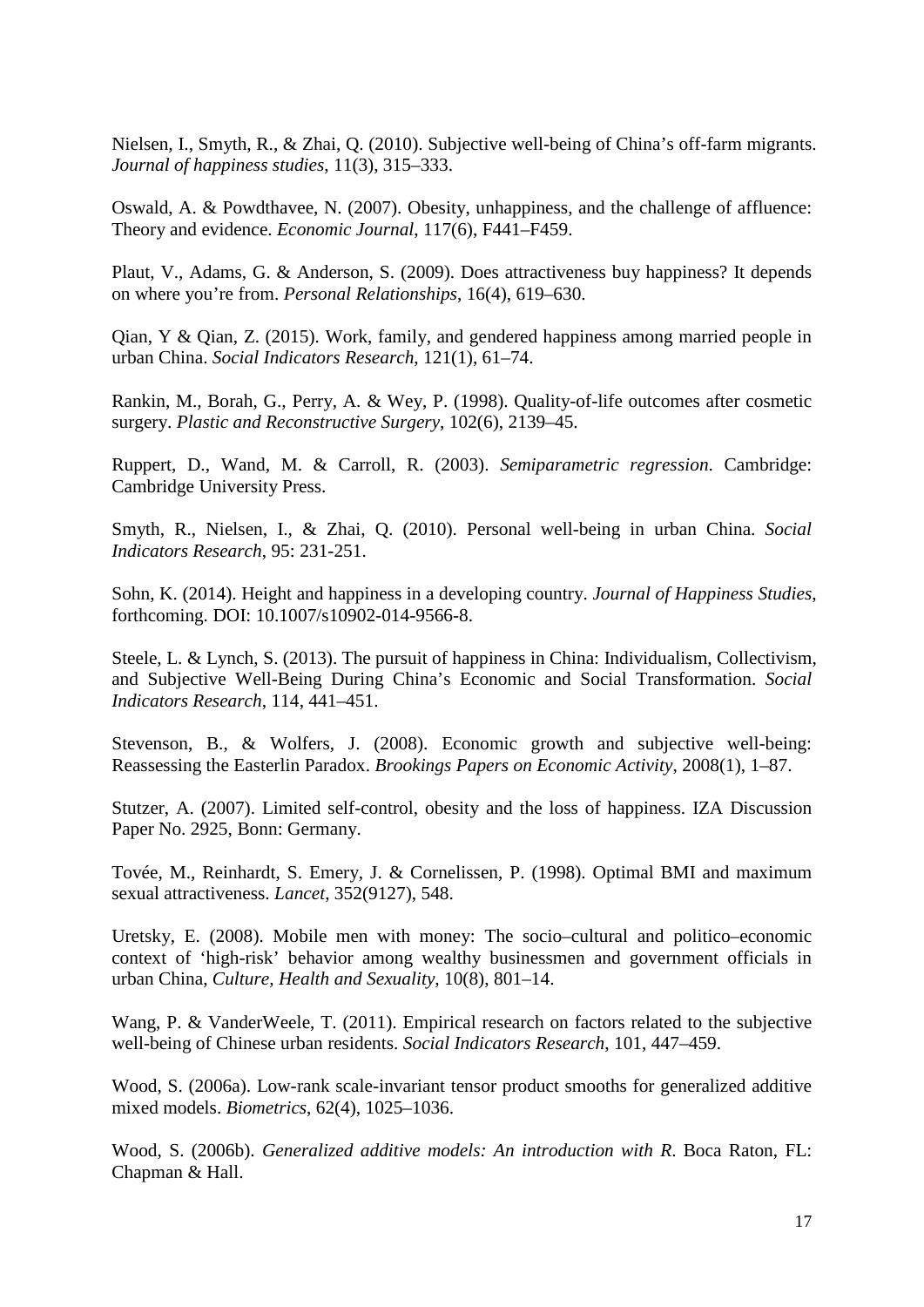Nielsen, I., Smyth, R., & Zhai, Q. (2010). Subjective well-being of China's off-farm migrants. *Journal of happiness studies*, 11(3), 315–333.

Oswald, A. & Powdthavee, N. (2007). Obesity, unhappiness, and the challenge of affluence: Theory and evidence. *Economic Journal*, 117(6), F441–F459.

Plaut, V., Adams, G. & Anderson, S. (2009). Does attractiveness buy happiness? It depends on where you're from. *Personal Relationships*, 16(4), 619–630.

Qian, Y & Qian, Z. (2015). Work, family, and gendered happiness among married people in urban China. *Social Indicators Research*, 121(1), 61–74.

Rankin, M., Borah, G., Perry, A. & Wey, P. (1998). Quality-of-life outcomes after cosmetic surgery. *Plastic and Reconstructive Surgery*, 102(6), 2139–45.

Ruppert, D., Wand, M. & Carroll, R. (2003). *Semiparametric regression*. Cambridge: Cambridge University Press.

Smyth, R., Nielsen, I., & Zhai, Q. (2010). Personal well-being in urban China. *Social Indicators Research*, 95: 231-251.

Sohn, K. (2014). Height and happiness in a developing country. *Journal of Happiness Studies*, forthcoming. DOI: 10.1007/s10902-014-9566-8.

Steele, L. & Lynch, S. (2013). The pursuit of happiness in China: Individualism, Collectivism, and Subjective Well-Being During China's Economic and Social Transformation. *Social Indicators Research*, 114, 441–451.

Stevenson, B., & Wolfers, J. (2008). Economic growth and subjective well-being: Reassessing the Easterlin Paradox. *Brookings Papers on Economic Activity*, 2008(1), 1–87.

Stutzer, A. (2007). Limited self-control, obesity and the loss of happiness. IZA Discussion Paper No. 2925, Bonn: Germany.

Tovée, M., Reinhardt, S. Emery, J. & Cornelissen, P. (1998). Optimal BMI and maximum sexual attractiveness. *Lancet*, 352(9127), 548.

Uretsky, E. (2008). Mobile men with money: The socio–cultural and politico–economic context of 'high-risk' behavior among wealthy businessmen and government officials in urban China, *Culture, Health and Sexuality*, 10(8), 801–14.

Wang, P. & VanderWeele, T. (2011). Empirical research on factors related to the subjective well-being of Chinese urban residents. *Social Indicators Research*, 101, 447–459.

Wood, S. (2006a). Low-rank scale-invariant tensor product smooths for generalized additive mixed models. *Biometrics*, 62(4), 1025–1036.

Wood, S. (2006b). *Generalized additive models: An introduction with R*. Boca Raton, FL: Chapman & Hall.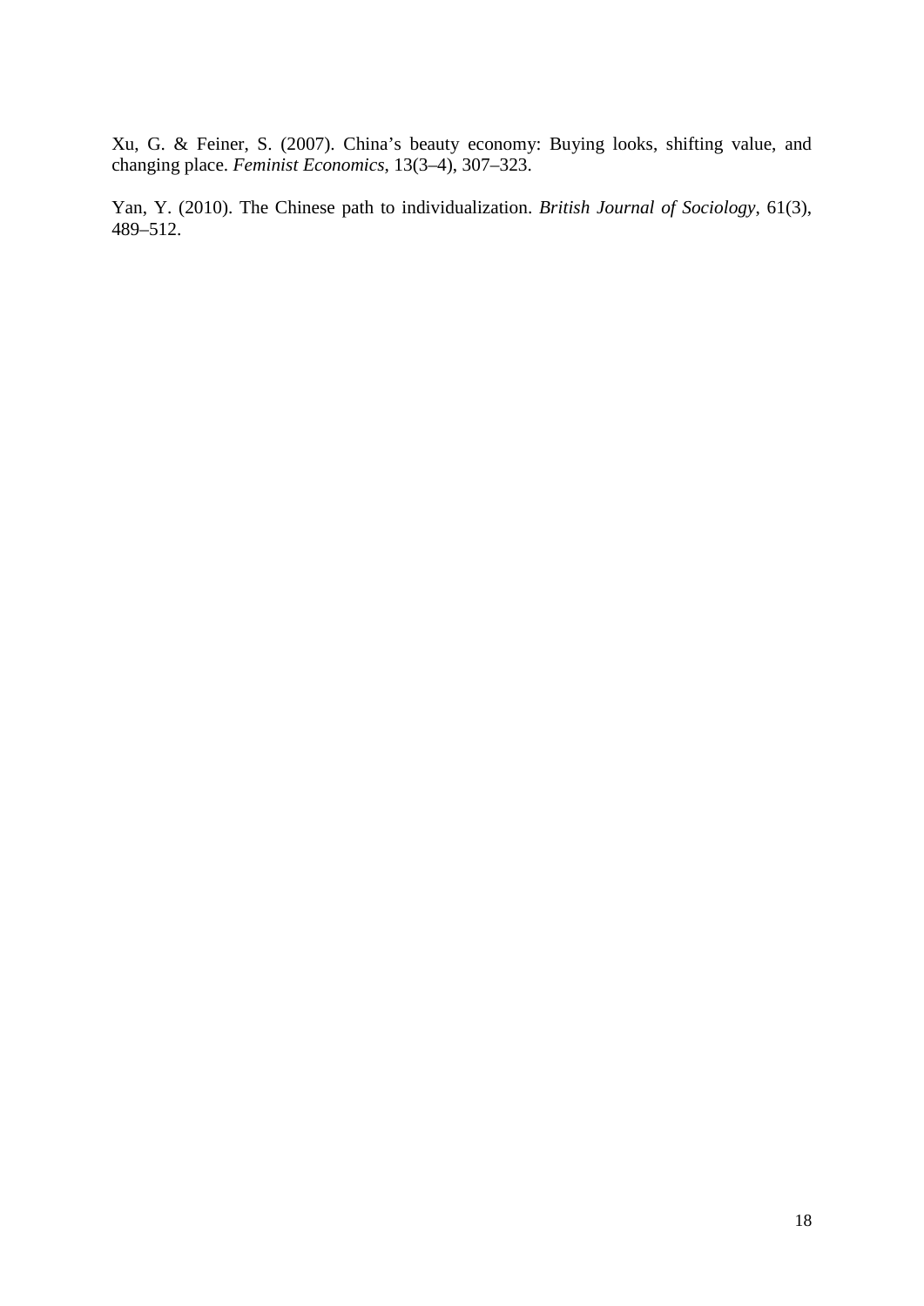Xu, G. & Feiner, S. (2007). China's beauty economy: Buying looks, shifting value, and changing place. *Feminist Economics*, 13(3–4), 307–323.

Yan, Y. (2010). The Chinese path to individualization. *British Journal of Sociology*, 61(3), 489–512.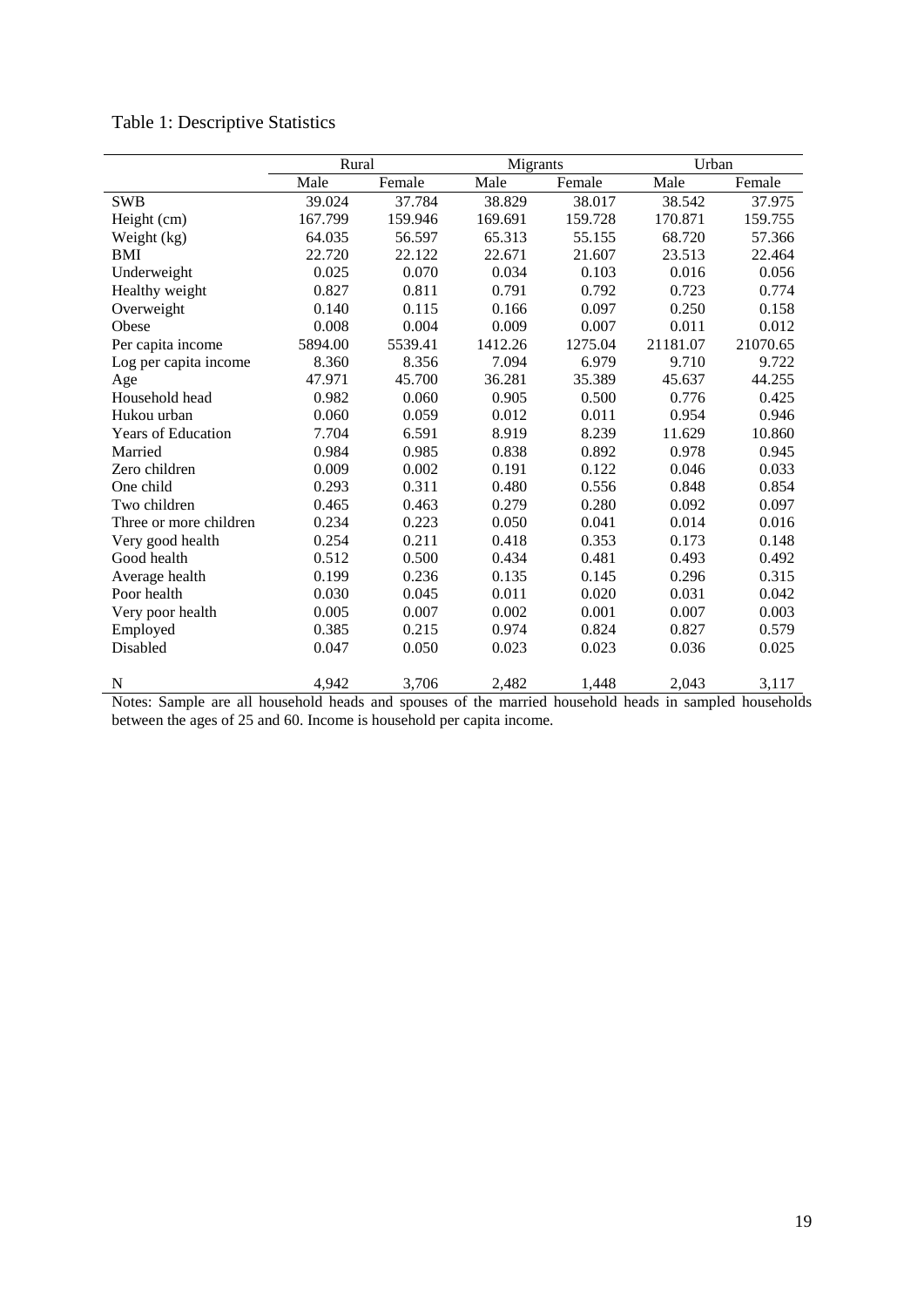Table 1: Descriptive Statistics

| | Rural | | Migrants | | Urban | |
|---|---|---|---|---|---|---|
| | Male | Female | Male | Female | Male | Female |
| SWB | 39.024 | 37.784 | 38.829 | 38.017 | 38.542 | 37.975 |
| Height (cm) | 167.799 | 159.946 | 169.691 | 159.728 | 170.871 | 159.755 |
| Weight (kg) | 64.035 | 56.597 | 65.313 | 55.155 | 68.720 | 57.366 |
| BMI | 22.720 | 22.122 | 22.671 | 21.607 | 23.513 | 22.464 |
| Underweight | 0.025 | 0.070 | 0.034 | 0.103 | 0.016 | 0.056 |
| Healthy weight | 0.827 | 0.811 | 0.791 | 0.792 | 0.723 | 0.774 |
| Overweight | 0.140 | 0.115 | 0.166 | 0.097 | 0.250 | 0.158 |
| Obese | 0.008 | 0.004 | 0.009 | 0.007 | 0.011 | 0.012 |
| Per capita income | 5894.00 | 5539.41 | 1412.26 | 1275.04 | 21181.07 | 21070.65 |
| Log per capita income | 8.360 | 8.356 | 7.094 | 6.979 | 9.710 | 9.722 |
| Age | 47.971 | 45.700 | 36.281 | 35.389 | 45.637 | 44.255 |
| Household head | 0.982 | 0.060 | 0.905 | 0.500 | 0.776 | 0.425 |
| Hukou urban | 0.060 | 0.059 | 0.012 | 0.011 | 0.954 | 0.946 |
| Years of Education | 7.704 | 6.591 | 8.919 | 8.239 | 11.629 | 10.860 |
| Married | 0.984 | 0.985 | 0.838 | 0.892 | 0.978 | 0.945 |
| Zero children | 0.009 | 0.002 | 0.191 | 0.122 | 0.046 | 0.033 |
| One child | 0.293 | 0.311 | 0.480 | 0.556 | 0.848 | 0.854 |
| Two children | 0.465 | 0.463 | 0.279 | 0.280 | 0.092 | 0.097 |
| Three or more children | 0.234 | 0.223 | 0.050 | 0.041 | 0.014 | 0.016 |
| Very good health | 0.254 | 0.211 | 0.418 | 0.353 | 0.173 | 0.148 |
| Good health | 0.512 | 0.500 | 0.434 | 0.481 | 0.493 | 0.492 |
| Average health | 0.199 | 0.236 | 0.135 | 0.145 | 0.296 | 0.315 |
| Poor health | 0.030 | 0.045 | 0.011 | 0.020 | 0.031 | 0.042 |
| Very poor health | 0.005 | 0.007 | 0.002 | 0.001 | 0.007 | 0.003 |
| Employed | 0.385 | 0.215 | 0.974 | 0.824 | 0.827 | 0.579 |
| Disabled | 0.047 | 0.050 | 0.023 | 0.023 | 0.036 | 0.025 |
| N | 4,942 | 3,706 | 2,482 | 1,448 | 2,043 | 3,117 |

Notes: Sample are all household heads and spouses of the married household heads in sampled households between the ages of 25 and 60. Income is household per capita income.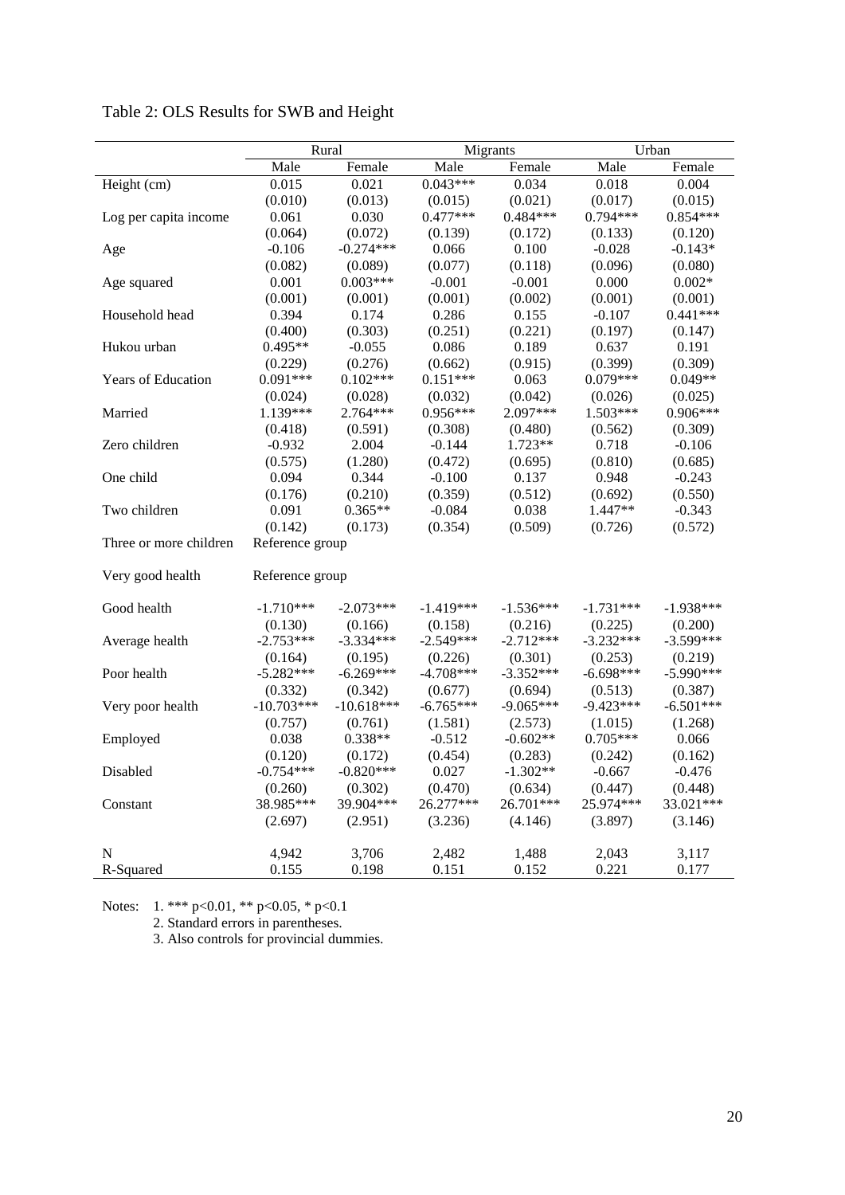Table 2: OLS Results for SWB and Height

| | Rural | | Migrants | | Urban | |
|---|---|---|---|---|---|---|
| | Male | Female | Male | Female | Male | Female |
| Height (cm) | 0.015 | 0.021 | 0.043*** | 0.034 | 0.018 | 0.004 |
| | (0.010) | (0.013) | (0.015) | (0.021) | (0.017) | (0.015) |
| Log per capita income | 0.061 | 0.030 | 0.477*** | 0.484*** | 0.794*** | 0.854*** |
| | (0.064) | (0.072) | (0.139) | (0.172) | (0.133) | (0.120) |
| Age | -0.106 | -0.274*** | 0.066 | 0.100 | -0.028 | -0.143* |
| | (0.082) | (0.089) | (0.077) | (0.118) | (0.096) | (0.080) |
| Age squared | 0.001 | 0.003*** | -0.001 | -0.001 | 0.000 | 0.002* |
| | (0.001) | (0.001) | (0.001) | (0.002) | (0.001) | (0.001) |
| Household head | 0.394 | 0.174 | 0.286 | 0.155 | -0.107 | 0.441*** |
| | (0.400) | (0.303) | (0.251) | (0.221) | (0.197) | (0.147) |
| Hukou urban | 0.495** | -0.055 | 0.086 | 0.189 | 0.637 | 0.191 |
| | (0.229) | (0.276) | (0.662) | (0.915) | (0.399) | (0.309) |
| Years of Education | 0.091*** | 0.102*** | 0.151*** | 0.063 | 0.079*** | 0.049** |
| | (0.024) | (0.028) | (0.032) | (0.042) | (0.026) | (0.025) |
| Married | 1.139*** | 2.764*** | 0.956*** | 2.097*** | 1.503*** | 0.906*** |
| | (0.418) | (0.591) | (0.308) | (0.480) | (0.562) | (0.309) |
| Zero children | -0.932 | 2.004 | -0.144 | 1.723** | 0.718 | -0.106 |
| | (0.575) | (1.280) | (0.472) | (0.695) | (0.810) | (0.685) |
| One child | 0.094 | 0.344 | -0.100 | 0.137 | 0.948 | -0.243 |
| | (0.176) | (0.210) | (0.359) | (0.512) | (0.692) | (0.550) |
| Two children | 0.091 | 0.365** | -0.084 | 0.038 | 1.447** | -0.343 |
| | (0.142) | (0.173) | (0.354) | (0.509) | (0.726) | (0.572) |
| Three or more children | Reference group | | | | | |
| Very good health | Reference group | | | | | |
| Good health | -1.710*** | -2.073*** | -1.419*** | -1.536*** | -1.731*** | -1.938*** |
| | (0.130) | (0.166) | (0.158) | (0.216) | (0.225) | (0.200) |
| Average health | -2.753*** | -3.334*** | -2.549*** | -2.712*** | -3.232*** | -3.599*** |
| | (0.164) | (0.195) | (0.226) | (0.301) | (0.253) | (0.219) |
| Poor health | -5.282*** | -6.269*** | -4.708*** | -3.352*** | -6.698*** | -5.990*** |
| | (0.332) | (0.342) | (0.677) | (0.694) | (0.513) | (0.387) |
| Very poor health | -10.703*** | -10.618*** | -6.765*** | -9.065*** | -9.423*** | -6.501*** |
| | (0.757) | (0.761) | (1.581) | (2.573) | (1.015) | (1.268) |
| Employed | 0.038 | 0.338** | -0.512 | -0.602** | 0.705*** | 0.066 |
| | (0.120) | (0.172) | (0.454) | (0.283) | (0.242) | (0.162) |
| Disabled | -0.754*** | -0.820*** | 0.027 | -1.302** | -0.667 | -0.476 |
| | (0.260) | (0.302) | (0.470) | (0.634) | (0.447) | (0.448) |
| Constant | 38.985*** | 39.904*** | 26.277*** | 26.701*** | 25.974*** | 33.021*** |
| | (2.697) | (2.951) | (3.236) | (4.146) | (3.897) | (3.146) |
| N | 4,942 | 3,706 | 2,482 | 1,488 | 2,043 | 3,117 |
| R-Squared | 0.155 | 0.198 | 0.151 | 0.152 | 0.221 | 0.177 |

Notes: 1. *** p<0.01, ** p<0.05, * p<0.1
2. Standard errors in parentheses.
3. Also controls for provincial dummies.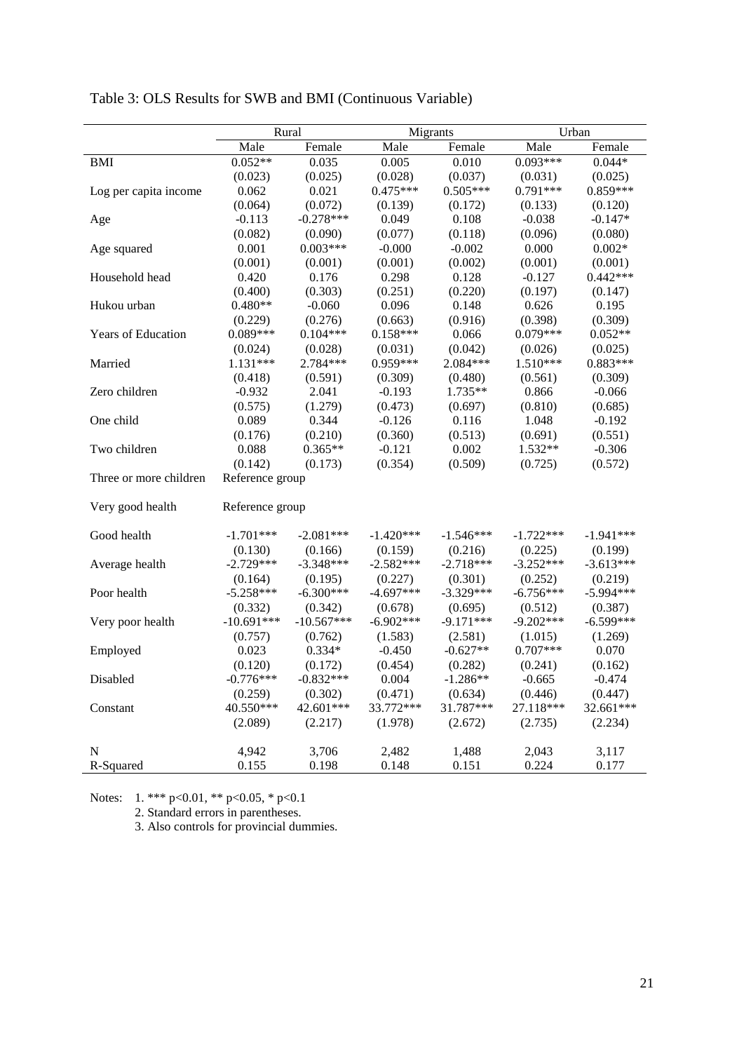Table 3: OLS Results for SWB and BMI (Continuous Variable)

| | Rural | | Migrants | | Urban | |
|---|---|---|---|---|---|---|
| | Male | Female | Male | Female | Male | Female |
| BMI | 0.052** | 0.035 | 0.005 | 0.010 | 0.093*** | 0.044* |
| | (0.023) | (0.025) | (0.028) | (0.037) | (0.031) | (0.025) |
| Log per capita income | 0.062 | 0.021 | 0.475*** | 0.505*** | 0.791*** | 0.859*** |
| | (0.064) | (0.072) | (0.139) | (0.172) | (0.133) | (0.120) |
| Age | -0.113 | -0.278*** | 0.049 | 0.108 | -0.038 | -0.147* |
| | (0.082) | (0.090) | (0.077) | (0.118) | (0.096) | (0.080) |
| Age squared | 0.001 | 0.003*** | -0.000 | -0.002 | 0.000 | 0.002* |
| | (0.001) | (0.001) | (0.001) | (0.002) | (0.001) | (0.001) |
| Household head | 0.420 | 0.176 | 0.298 | 0.128 | -0.127 | 0.442*** |
| | (0.400) | (0.303) | (0.251) | (0.220) | (0.197) | (0.147) |
| Hukou urban | 0.480** | -0.060 | 0.096 | 0.148 | 0.626 | 0.195 |
| | (0.229) | (0.276) | (0.663) | (0.916) | (0.398) | (0.309) |
| Years of Education | 0.089*** | 0.104*** | 0.158*** | 0.066 | 0.079*** | 0.052** |
| | (0.024) | (0.028) | (0.031) | (0.042) | (0.026) | (0.025) |
| Married | 1.131*** | 2.784*** | 0.959*** | 2.084*** | 1.510*** | 0.883*** |
| | (0.418) | (0.591) | (0.309) | (0.480) | (0.561) | (0.309) |
| Zero children | -0.932 | 2.041 | -0.193 | 1.735** | 0.866 | -0.066 |
| | (0.575) | (1.279) | (0.473) | (0.697) | (0.810) | (0.685) |
| One child | 0.089 | 0.344 | -0.126 | 0.116 | 1.048 | -0.192 |
| | (0.176) | (0.210) | (0.360) | (0.513) | (0.691) | (0.551) |
| Two children | 0.088 | 0.365** | -0.121 | 0.002 | 1.532** | -0.306 |
| | (0.142) | (0.173) | (0.354) | (0.509) | (0.725) | (0.572) |
| Three or more children | Reference group | | | | | |
| Very good health | Reference group | | | | | |
| Good health | -1.701*** | -2.081*** | -1.420*** | -1.546*** | -1.722*** | -1.941*** |
| | (0.130) | (0.166) | (0.159) | (0.216) | (0.225) | (0.199) |
| Average health | -2.729*** | -3.348*** | -2.582*** | -2.718*** | -3.252*** | -3.613*** |
| | (0.164) | (0.195) | (0.227) | (0.301) | (0.252) | (0.219) |
| Poor health | -5.258*** | -6.300*** | -4.697*** | -3.329*** | -6.756*** | -5.994*** |
| | (0.332) | (0.342) | (0.678) | (0.695) | (0.512) | (0.387) |
| Very poor health | -10.691*** | -10.567*** | -6.902*** | -9.171*** | -9.202*** | -6.599*** |
| | (0.757) | (0.762) | (1.583) | (2.581) | (1.015) | (1.269) |
| Employed | 0.023 | 0.334* | -0.450 | -0.627** | 0.707*** | 0.070 |
| | (0.120) | (0.172) | (0.454) | (0.282) | (0.241) | (0.162) |
| Disabled | -0.776*** | -0.832*** | 0.004 | -1.286** | -0.665 | -0.474 |
| | (0.259) | (0.302) | (0.471) | (0.634) | (0.446) | (0.447) |
| Constant | 40.550*** | 42.601*** | 33.772*** | 31.787*** | 27.118*** | 32.661*** |
| | (2.089) | (2.217) | (1.978) | (2.672) | (2.735) | (2.234) |
| N | 4,942 | 3,706 | 2,482 | 1,488 | 2,043 | 3,117 |
| R-Squared | 0.155 | 0.198 | 0.148 | 0.151 | 0.224 | 0.177 |

Notes: 1. *** p<0.01, ** p<0.05, * p<0.1
2. Standard errors in parentheses.
3. Also controls for provincial dummies.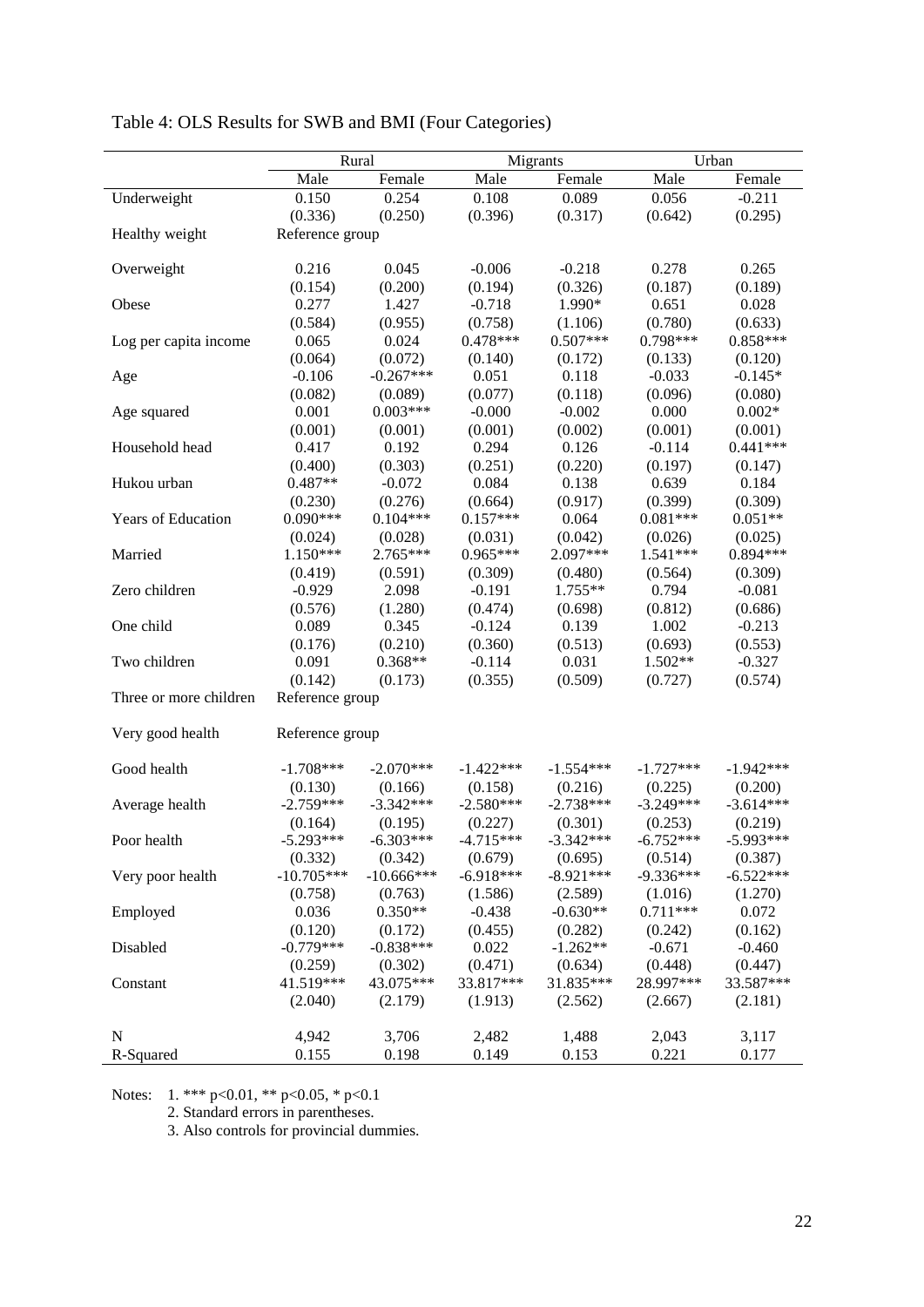Table 4: OLS Results for SWB and BMI (Four Categories)

| | Rural | | Migrants | | Urban | |
|---|---|---|---|---|---|---|
| | Male | Female | Male | Female | Male | Female |
| Underweight | 0.150 | 0.254 | 0.108 | 0.089 | 0.056 | -0.211 |
| | (0.336) | (0.250) | (0.396) | (0.317) | (0.642) | (0.295) |
| Healthy weight | Reference group | | | | | |
| Overweight | 0.216 | 0.045 | -0.006 | -0.218 | 0.278 | 0.265 |
| | (0.154) | (0.200) | (0.194) | (0.326) | (0.187) | (0.189) |
| Obese | 0.277 | 1.427 | -0.718 | 1.990* | 0.651 | 0.028 |
| | (0.584) | (0.955) | (0.758) | (1.106) | (0.780) | (0.633) |
| Log per capita income | 0.065 | 0.024 | 0.478*** | 0.507*** | 0.798*** | 0.858*** |
| | (0.064) | (0.072) | (0.140) | (0.172) | (0.133) | (0.120) |
| Age | -0.106 | -0.267*** | 0.051 | 0.118 | -0.033 | -0.145* |
| | (0.082) | (0.089) | (0.077) | (0.118) | (0.096) | (0.080) |
| Age squared | 0.001 | 0.003*** | -0.000 | -0.002 | 0.000 | 0.002* |
| | (0.001) | (0.001) | (0.001) | (0.002) | (0.001) | (0.001) |
| Household head | 0.417 | 0.192 | 0.294 | 0.126 | -0.114 | 0.441*** |
| | (0.400) | (0.303) | (0.251) | (0.220) | (0.197) | (0.147) |
| Hukou urban | 0.487** | -0.072 | 0.084 | 0.138 | 0.639 | 0.184 |
| | (0.230) | (0.276) | (0.664) | (0.917) | (0.399) | (0.309) |
| Years of Education | 0.090*** | 0.104*** | 0.157*** | 0.064 | 0.081*** | 0.051** |
| | (0.024) | (0.028) | (0.031) | (0.042) | (0.026) | (0.025) |
| Married | 1.150*** | 2.765*** | 0.965*** | 2.097*** | 1.541*** | 0.894*** |
| | (0.419) | (0.591) | (0.309) | (0.480) | (0.564) | (0.309) |
| Zero children | -0.929 | 2.098 | -0.191 | 1.755** | 0.794 | -0.081 |
| | (0.576) | (1.280) | (0.474) | (0.698) | (0.812) | (0.686) |
| One child | 0.089 | 0.345 | -0.124 | 0.139 | 1.002 | -0.213 |
| | (0.176) | (0.210) | (0.360) | (0.513) | (0.693) | (0.553) |
| Two children | 0.091 | 0.368** | -0.114 | 0.031 | 1.502** | -0.327 |
| | (0.142) | (0.173) | (0.355) | (0.509) | (0.727) | (0.574) |
| Three or more children | Reference group | | | | | |
| Very good health | Reference group | | | | | |
| Good health | -1.708*** | -2.070*** | -1.422*** | -1.554*** | -1.727*** | -1.942*** |
| | (0.130) | (0.166) | (0.158) | (0.216) | (0.225) | (0.200) |
| Average health | -2.759*** | -3.342*** | -2.580*** | -2.738*** | -3.249*** | -3.614*** |
| | (0.164) | (0.195) | (0.227) | (0.301) | (0.253) | (0.219) |
| Poor health | -5.293*** | -6.303*** | -4.715*** | -3.342*** | -6.752*** | -5.993*** |
| | (0.332) | (0.342) | (0.679) | (0.695) | (0.514) | (0.387) |
| Very poor health | -10.705*** | -10.666*** | -6.918*** | -8.921*** | -9.336*** | -6.522*** |
| | (0.758) | (0.763) | (1.586) | (2.589) | (1.016) | (1.270) |
| Employed | 0.036 | 0.350** | -0.438 | -0.630** | 0.711*** | 0.072 |
| | (0.120) | (0.172) | (0.455) | (0.282) | (0.242) | (0.162) |
| Disabled | -0.779*** | -0.838*** | 0.022 | -1.262** | -0.671 | -0.460 |
| | (0.259) | (0.302) | (0.471) | (0.634) | (0.448) | (0.447) |
| Constant | 41.519*** | 43.075*** | 33.817*** | 31.835*** | 28.997*** | 33.587*** |
| | (2.040) | (2.179) | (1.913) | (2.562) | (2.667) | (2.181) |
| N | 4,942 | 3,706 | 2,482 | 1,488 | 2,043 | 3,117 |
| R-Squared | 0.155 | 0.198 | 0.149 | 0.153 | 0.221 | 0.177 |

Notes: 1. *** p<0.01, ** p<0.05, * p<0.1

2. Standard errors in parentheses.

3. Also controls for provincial dummies.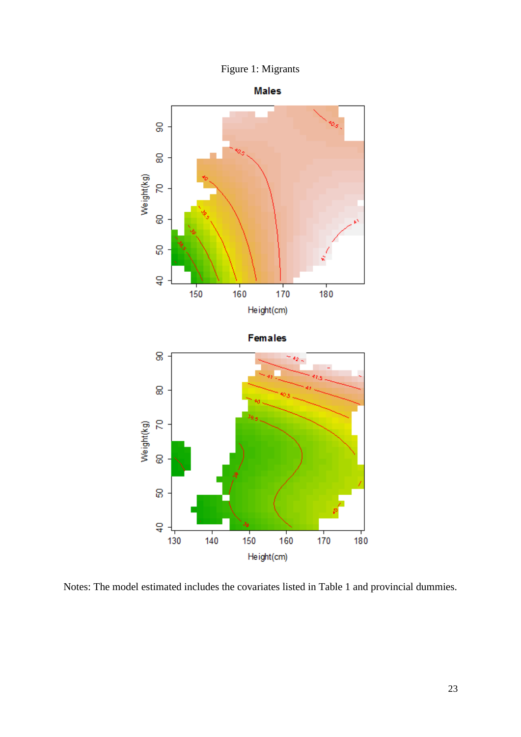Figure 1: Migrants

Notes: The model estimated includes the covariates listed in Table 1 and provincial dummies.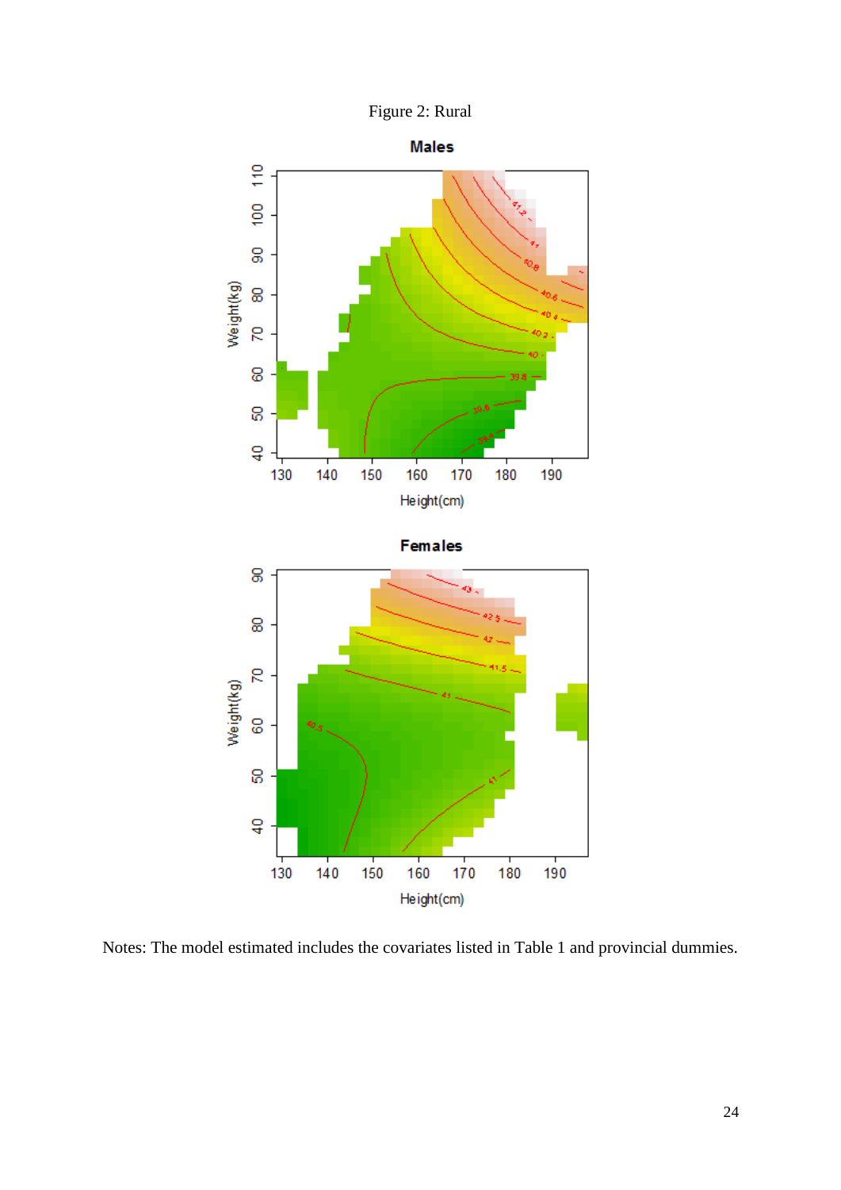Figure 2: Rural

Notes: The model estimated includes the covariates listed in Table 1 and provincial dummies.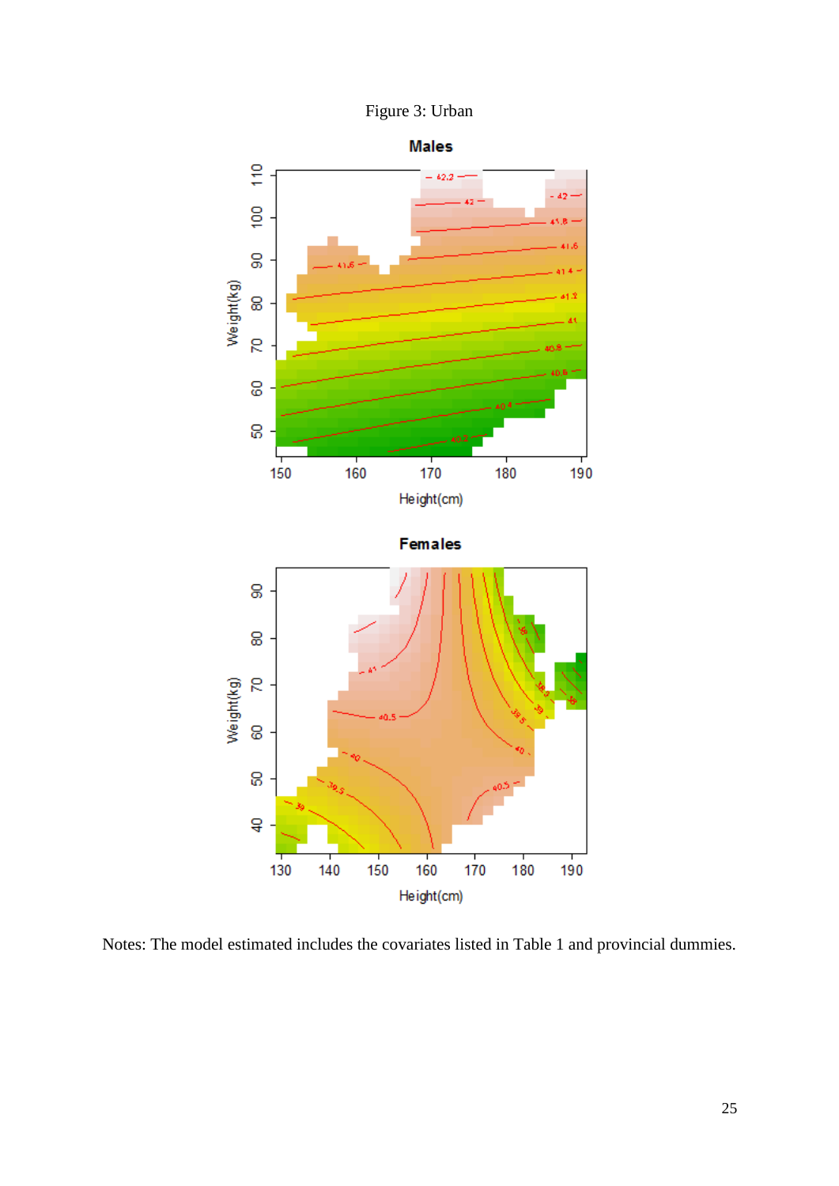Figure 3: Urban

Notes: The model estimated includes the covariates listed in Table 1 and provincial dummies.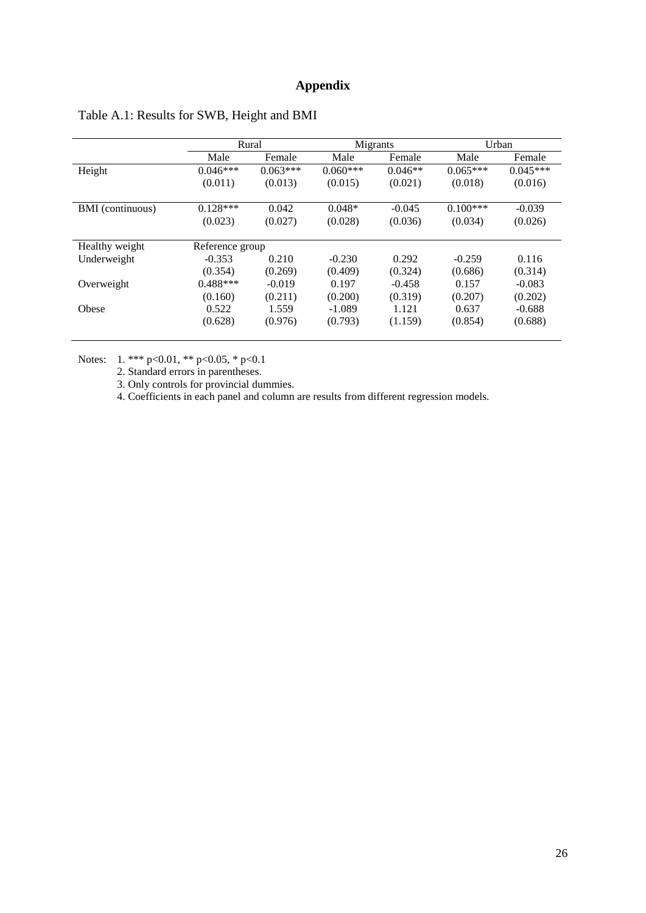# Appendix

Table A.1: Results for SWB, Height and BMI

| | Rural | | Migrants | | Urban | |
|---|---|---|---|---|---|---|
| | Male | Female | Male | Female | Male | Female |
| Height | 0.046*** | 0.063*** | 0.060*** | 0.046** | 0.065*** | 0.045*** |
| | (0.011) | (0.013) | (0.015) | (0.021) | (0.018) | (0.016) |
| BMI (continuous) | 0.128*** | 0.042 | 0.048* | -0.045 | 0.100*** | -0.039 |
| | (0.023) | (0.027) | (0.028) | (0.036) | (0.034) | (0.026) |
| Healthy weight | Reference group | | | | | |
| Underweight | -0.353 | 0.210 | -0.230 | 0.292 | -0.259 | 0.116 |
| | (0.354) | (0.269) | (0.409) | (0.324) | (0.686) | (0.314) |
| Overweight | 0.488*** | -0.019 | 0.197 | -0.458 | 0.157 | -0.083 |
| | (0.160) | (0.211) | (0.200) | (0.319) | (0.207) | (0.202) |
| Obese | 0.522 | 1.559 | -1.089 | 1.121 | 0.637 | -0.688 |
| | (0.628) | (0.976) | (0.793) | (1.159) | (0.854) | (0.688) |

Notes: 1. *** p<0.01, ** p<0.05, * p<0.1

2. Standard errors in parentheses.

3. Only controls for provincial dummies.

4. Coefficients in each panel and column are results from different regression models.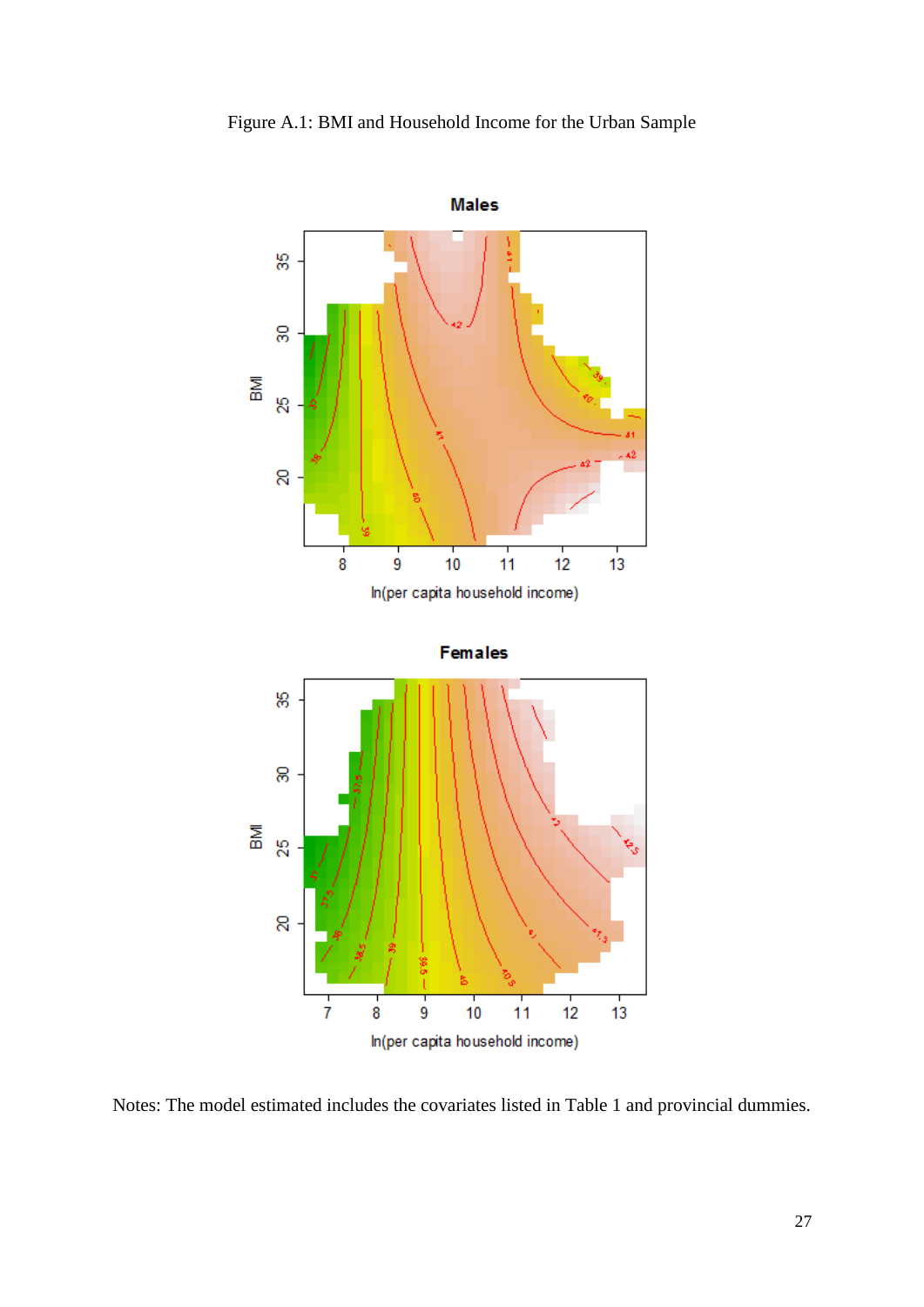Figure A.1: BMI and Household Income for the Urban Sample

Males

BMI

35

30

25

20

8 9 10 11 12 13

ln(per capita household income)

Females

BMI

35

30

25

20

7 8 9 10 11 12 13

ln(per capita household income)

Notes: The model estimated includes the covariates listed in Table 1 and provincial dummies.